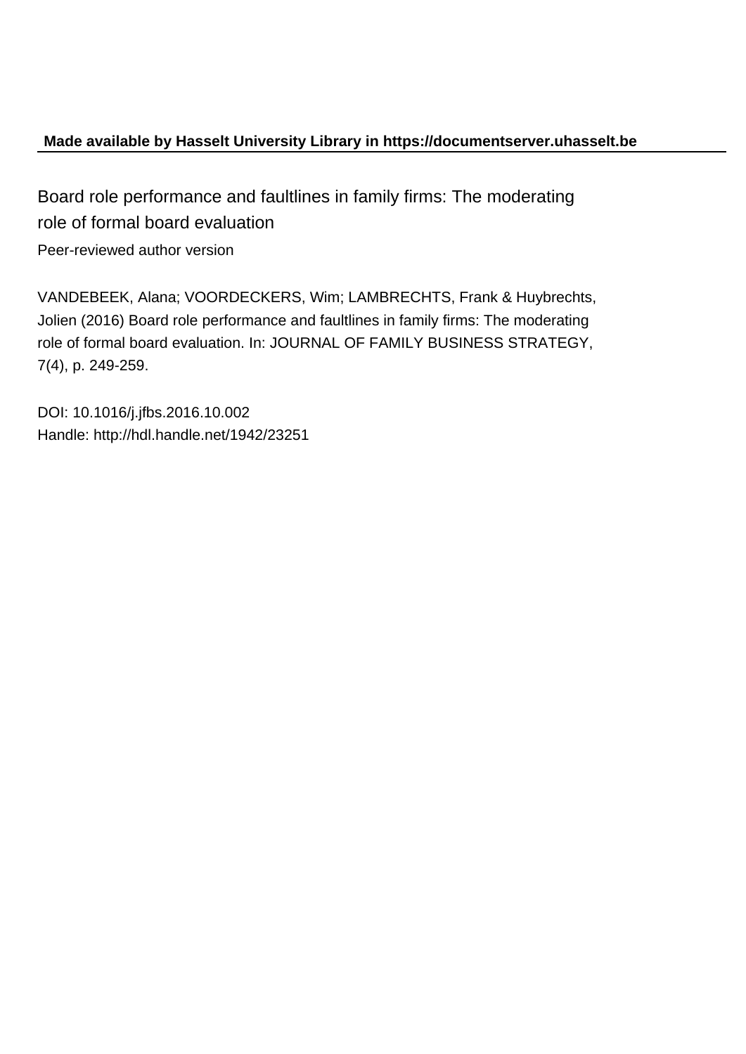**Made available by Hasselt University Library in https://documentserver.uhasselt.be**

# Board role performance and faultlines in family firms: The moderating role of formal board evaluation

Peer-reviewed author version

VANDEBEEK, Alana; VOORDECKERS, Wim; LAMBRECHTS, Frank & Huybrechts, Jolien (2016) Board role performance and faultlines in family firms: The moderating role of formal board evaluation. In: JOURNAL OF FAMILY BUSINESS STRATEGY, 7(4), p. 249-259.

DOI: 10.1016/j.jfbs.2016.10.002
Handle: http://hdl.handle.net/1942/23251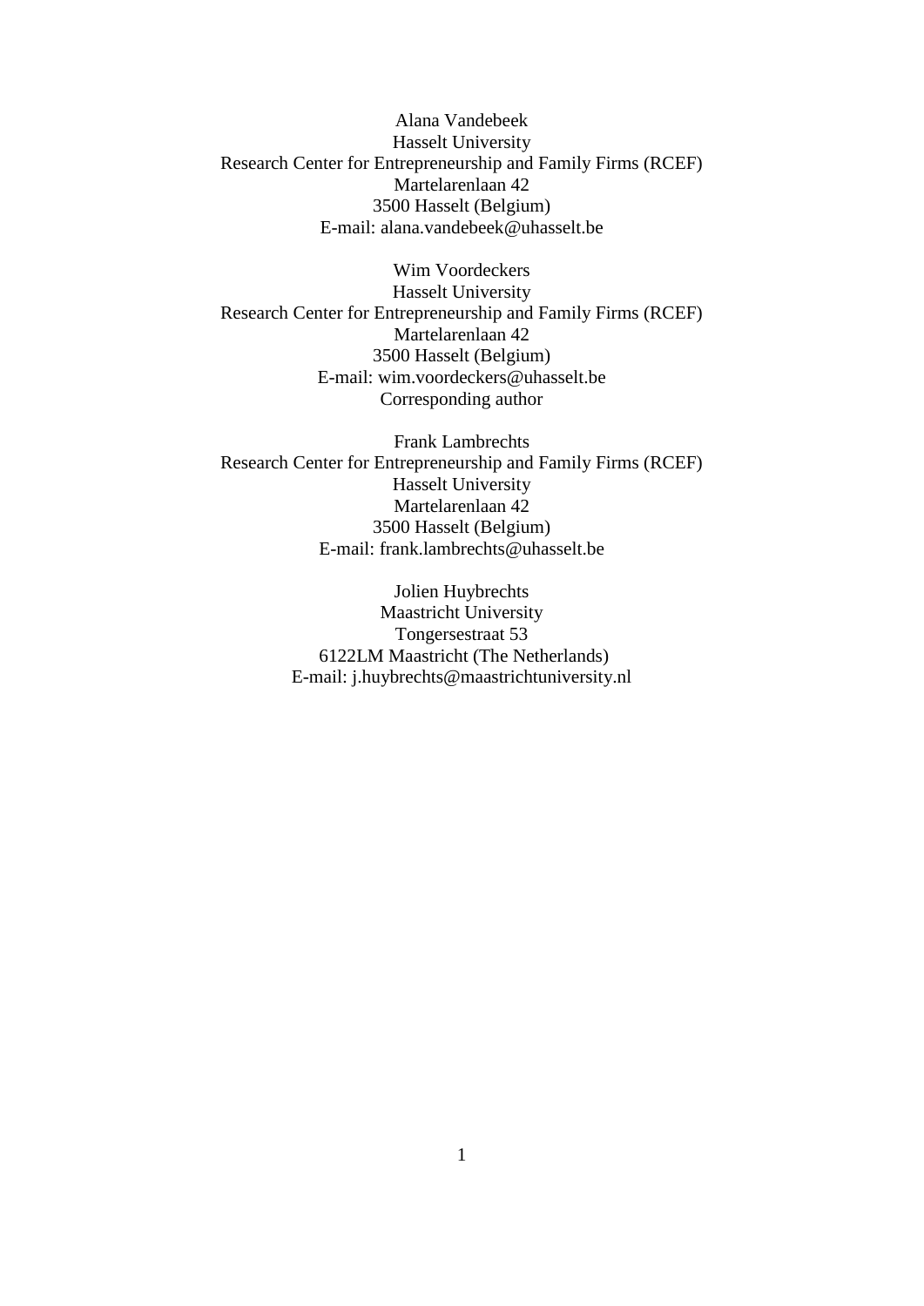Alana Vandebeek
Hasselt University
Research Center for Entrepreneurship and Family Firms (RCEF)
Martelarenlaan 42
3500 Hasselt (Belgium)
E-mail: alana.vandebeek@uhasselt.be

Wim Voordeckers
Hasselt University
Research Center for Entrepreneurship and Family Firms (RCEF)
Martelarenlaan 42
3500 Hasselt (Belgium)
E-mail: wim.voordeckers@uhasselt.be
Corresponding author

Frank Lambrechts
Research Center for Entrepreneurship and Family Firms (RCEF)
Hasselt University
Martelarenlaan 42
3500 Hasselt (Belgium)
E-mail: frank.lambrechts@uhasselt.be

Jolien Huybrechts
Maastricht University
Tongersestraat 53
6122LM Maastricht (The Netherlands)
E-mail: j.huybrechts@maastrichtuniversity.nl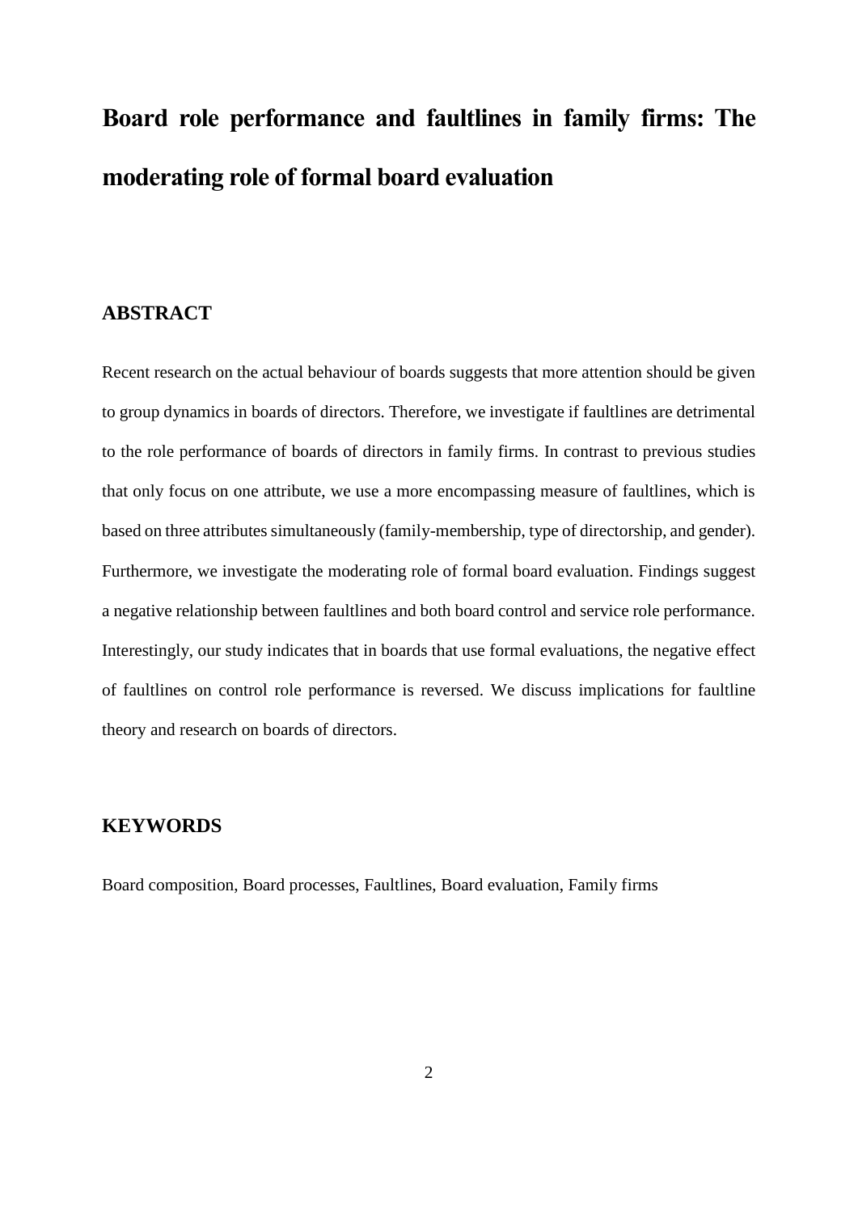# Board role performance and faultlines in family firms: The moderating role of formal board evaluation

## ABSTRACT

Recent research on the actual behaviour of boards suggests that more attention should be given to group dynamics in boards of directors. Therefore, we investigate if faultlines are detrimental to the role performance of boards of directors in family firms. In contrast to previous studies that only focus on one attribute, we use a more encompassing measure of faultlines, which is based on three attributes simultaneously (family-membership, type of directorship, and gender). Furthermore, we investigate the moderating role of formal board evaluation. Findings suggest a negative relationship between faultlines and both board control and service role performance. Interestingly, our study indicates that in boards that use formal evaluations, the negative effect of faultlines on control role performance is reversed. We discuss implications for faultline theory and research on boards of directors.

## KEYWORDS

Board composition, Board processes, Faultlines, Board evaluation, Family firms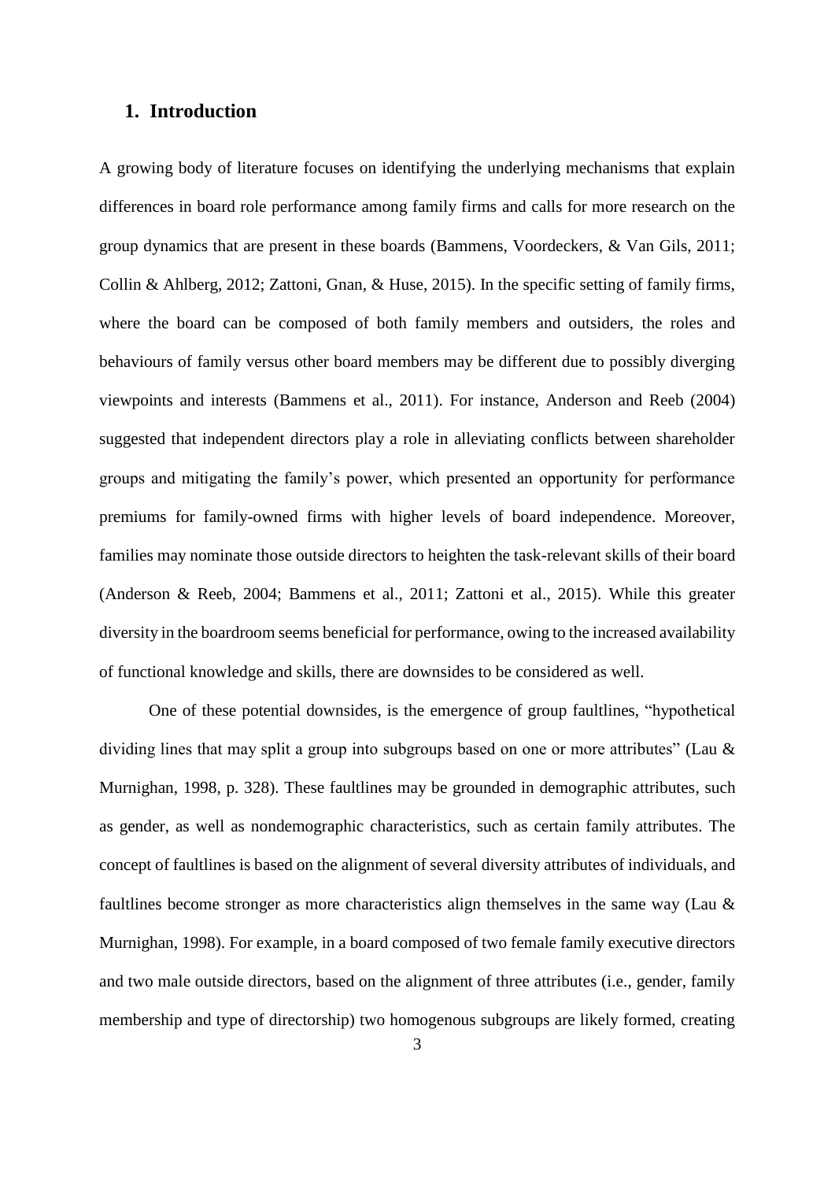## 1. Introduction

A growing body of literature focuses on identifying the underlying mechanisms that explain differences in board role performance among family firms and calls for more research on the group dynamics that are present in these boards (Bammens, Voordeckers, & Van Gils, 2011; Collin & Ahlberg, 2012; Zattoni, Gnan, & Huse, 2015). In the specific setting of family firms, where the board can be composed of both family members and outsiders, the roles and behaviours of family versus other board members may be different due to possibly diverging viewpoints and interests (Bammens et al., 2011). For instance, Anderson and Reeb (2004) suggested that independent directors play a role in alleviating conflicts between shareholder groups and mitigating the family's power, which presented an opportunity for performance premiums for family-owned firms with higher levels of board independence. Moreover, families may nominate those outside directors to heighten the task-relevant skills of their board (Anderson & Reeb, 2004; Bammens et al., 2011; Zattoni et al., 2015). While this greater diversity in the boardroom seems beneficial for performance, owing to the increased availability of functional knowledge and skills, there are downsides to be considered as well.

One of these potential downsides, is the emergence of group faultlines, "hypothetical dividing lines that may split a group into subgroups based on one or more attributes" (Lau & Murnighan, 1998, p. 328). These faultlines may be grounded in demographic attributes, such as gender, as well as nondemographic characteristics, such as certain family attributes. The concept of faultlines is based on the alignment of several diversity attributes of individuals, and faultlines become stronger as more characteristics align themselves in the same way (Lau & Murnighan, 1998). For example, in a board composed of two female family executive directors and two male outside directors, based on the alignment of three attributes (i.e., gender, family membership and type of directorship) two homogenous subgroups are likely formed, creating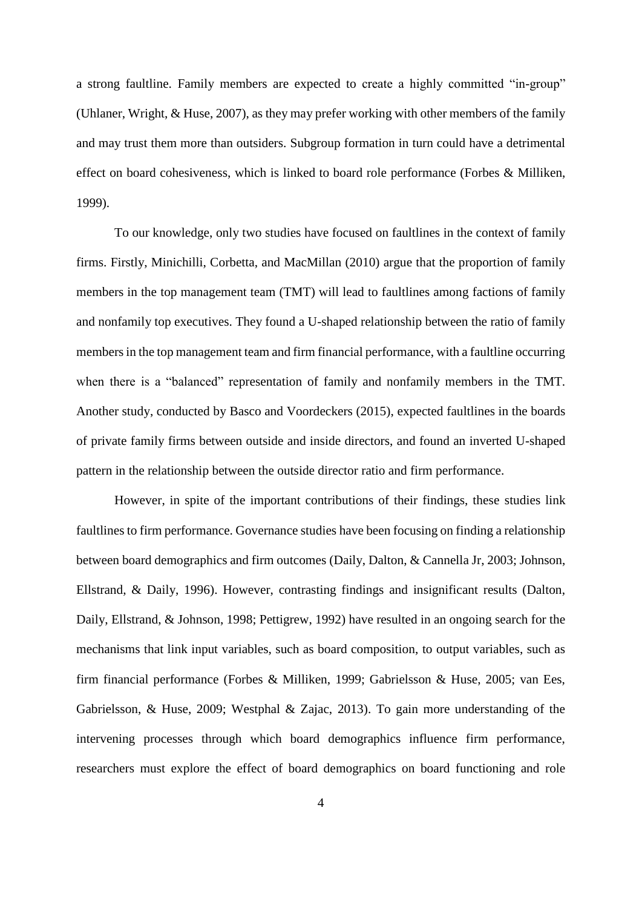a strong faultline. Family members are expected to create a highly committed "in-group" (Uhlaner, Wright, & Huse, 2007), as they may prefer working with other members of the family and may trust them more than outsiders. Subgroup formation in turn could have a detrimental effect on board cohesiveness, which is linked to board role performance (Forbes & Milliken, 1999).

To our knowledge, only two studies have focused on faultlines in the context of family firms. Firstly, Minichilli, Corbetta, and MacMillan (2010) argue that the proportion of family members in the top management team (TMT) will lead to faultlines among factions of family and nonfamily top executives. They found a U-shaped relationship between the ratio of family members in the top management team and firm financial performance, with a faultline occurring when there is a "balanced" representation of family and nonfamily members in the TMT. Another study, conducted by Basco and Voordeckers (2015), expected faultlines in the boards of private family firms between outside and inside directors, and found an inverted U-shaped pattern in the relationship between the outside director ratio and firm performance.

However, in spite of the important contributions of their findings, these studies link faultlines to firm performance. Governance studies have been focusing on finding a relationship between board demographics and firm outcomes (Daily, Dalton, & Cannella Jr, 2003; Johnson, Ellstrand, & Daily, 1996). However, contrasting findings and insignificant results (Dalton, Daily, Ellstrand, & Johnson, 1998; Pettigrew, 1992) have resulted in an ongoing search for the mechanisms that link input variables, such as board composition, to output variables, such as firm financial performance (Forbes & Milliken, 1999; Gabrielsson & Huse, 2005; van Ees, Gabrielsson, & Huse, 2009; Westphal & Zajac, 2013). To gain more understanding of the intervening processes through which board demographics influence firm performance, researchers must explore the effect of board demographics on board functioning and role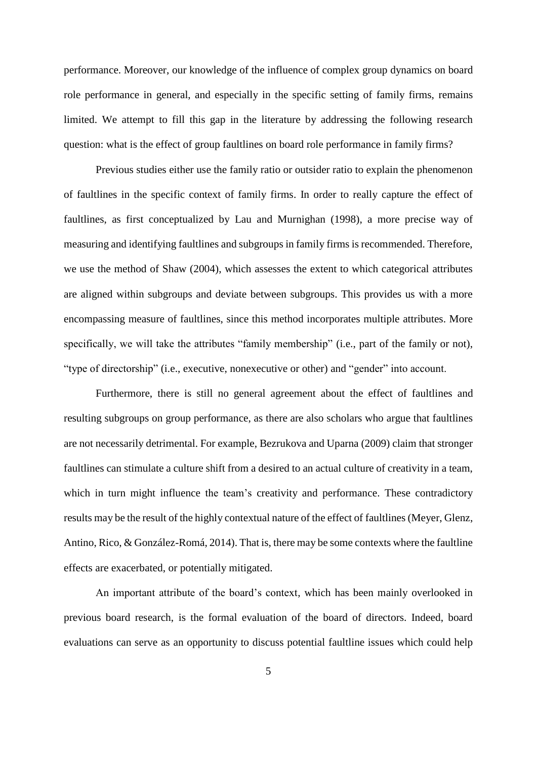performance. Moreover, our knowledge of the influence of complex group dynamics on board role performance in general, and especially in the specific setting of family firms, remains limited. We attempt to fill this gap in the literature by addressing the following research question: what is the effect of group faultlines on board role performance in family firms?

Previous studies either use the family ratio or outsider ratio to explain the phenomenon of faultlines in the specific context of family firms. In order to really capture the effect of faultlines, as first conceptualized by Lau and Murnighan (1998), a more precise way of measuring and identifying faultlines and subgroups in family firms is recommended. Therefore, we use the method of Shaw (2004), which assesses the extent to which categorical attributes are aligned within subgroups and deviate between subgroups. This provides us with a more encompassing measure of faultlines, since this method incorporates multiple attributes. More specifically, we will take the attributes "family membership" (i.e., part of the family or not), "type of directorship" (i.e., executive, nonexecutive or other) and "gender" into account.

Furthermore, there is still no general agreement about the effect of faultlines and resulting subgroups on group performance, as there are also scholars who argue that faultlines are not necessarily detrimental. For example, Bezrukova and Uparna (2009) claim that stronger faultlines can stimulate a culture shift from a desired to an actual culture of creativity in a team, which in turn might influence the team's creativity and performance. These contradictory results may be the result of the highly contextual nature of the effect of faultlines (Meyer, Glenz, Antino, Rico, & González-Romá, 2014). That is, there may be some contexts where the faultline effects are exacerbated, or potentially mitigated.

An important attribute of the board's context, which has been mainly overlooked in previous board research, is the formal evaluation of the board of directors. Indeed, board evaluations can serve as an opportunity to discuss potential faultline issues which could help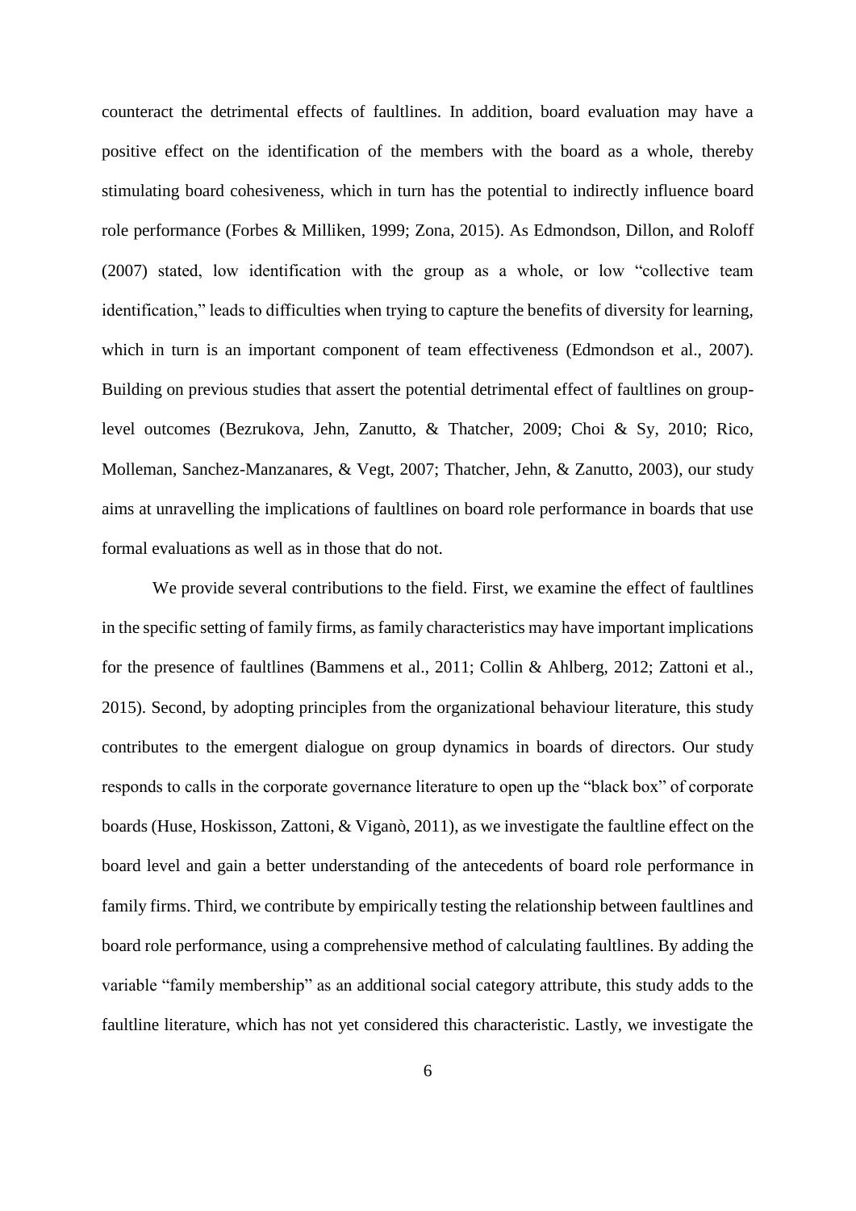counteract the detrimental effects of faultlines. In addition, board evaluation may have a positive effect on the identification of the members with the board as a whole, thereby stimulating board cohesiveness, which in turn has the potential to indirectly influence board role performance (Forbes & Milliken, 1999; Zona, 2015). As Edmondson, Dillon, and Roloff (2007) stated, low identification with the group as a whole, or low "collective team identification," leads to difficulties when trying to capture the benefits of diversity for learning, which in turn is an important component of team effectiveness (Edmondson et al., 2007). Building on previous studies that assert the potential detrimental effect of faultlines on group-level outcomes (Bezrukova, Jehn, Zanutto, & Thatcher, 2009; Choi & Sy, 2010; Rico, Molleman, Sanchez-Manzanares, & Vegt, 2007; Thatcher, Jehn, & Zanutto, 2003), our study aims at unravelling the implications of faultlines on board role performance in boards that use formal evaluations as well as in those that do not.

We provide several contributions to the field. First, we examine the effect of faultlines in the specific setting of family firms, as family characteristics may have important implications for the presence of faultlines (Bammens et al., 2011; Collin & Ahlberg, 2012; Zattoni et al., 2015). Second, by adopting principles from the organizational behaviour literature, this study contributes to the emergent dialogue on group dynamics in boards of directors. Our study responds to calls in the corporate governance literature to open up the "black box" of corporate boards (Huse, Hoskisson, Zattoni, & Viganò, 2011), as we investigate the faultline effect on the board level and gain a better understanding of the antecedents of board role performance in family firms. Third, we contribute by empirically testing the relationship between faultlines and board role performance, using a comprehensive method of calculating faultlines. By adding the variable "family membership" as an additional social category attribute, this study adds to the faultline literature, which has not yet considered this characteristic. Lastly, we investigate the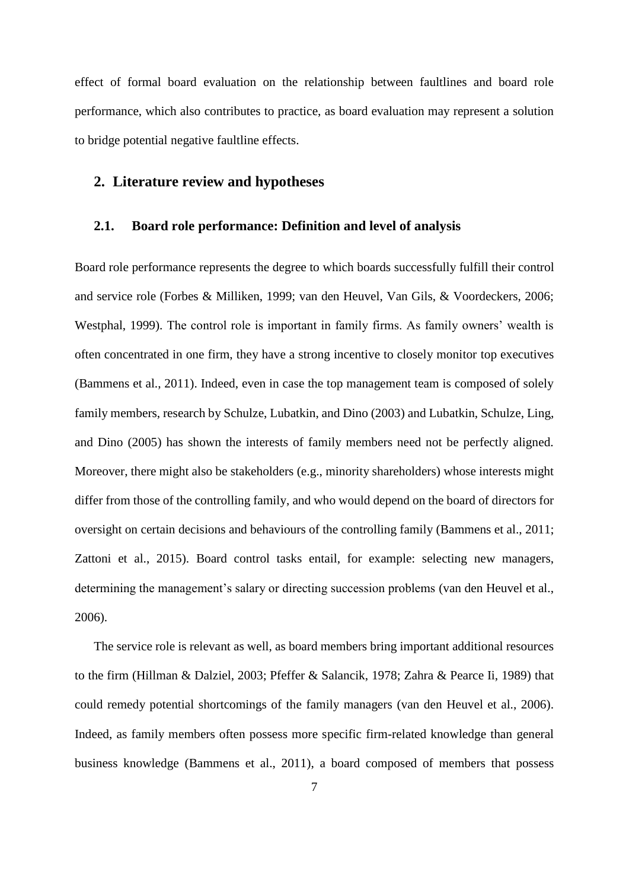effect of formal board evaluation on the relationship between faultlines and board role performance, which also contributes to practice, as board evaluation may represent a solution to bridge potential negative faultline effects.

## 2. Literature review and hypotheses

### 2.1. Board role performance: Definition and level of analysis

Board role performance represents the degree to which boards successfully fulfill their control and service role (Forbes & Milliken, 1999; van den Heuvel, Van Gils, & Voordeckers, 2006; Westphal, 1999). The control role is important in family firms. As family owners' wealth is often concentrated in one firm, they have a strong incentive to closely monitor top executives (Bammens et al., 2011). Indeed, even in case the top management team is composed of solely family members, research by Schulze, Lubatkin, and Dino (2003) and Lubatkin, Schulze, Ling, and Dino (2005) has shown the interests of family members need not be perfectly aligned. Moreover, there might also be stakeholders (e.g., minority shareholders) whose interests might differ from those of the controlling family, and who would depend on the board of directors for oversight on certain decisions and behaviours of the controlling family (Bammens et al., 2011; Zattoni et al., 2015). Board control tasks entail, for example: selecting new managers, determining the management's salary or directing succession problems (van den Heuvel et al., 2006).

The service role is relevant as well, as board members bring important additional resources to the firm (Hillman & Dalziel, 2003; Pfeffer & Salancik, 1978; Zahra & Pearce Ii, 1989) that could remedy potential shortcomings of the family managers (van den Heuvel et al., 2006). Indeed, as family members often possess more specific firm-related knowledge than general business knowledge (Bammens et al., 2011), a board composed of members that possess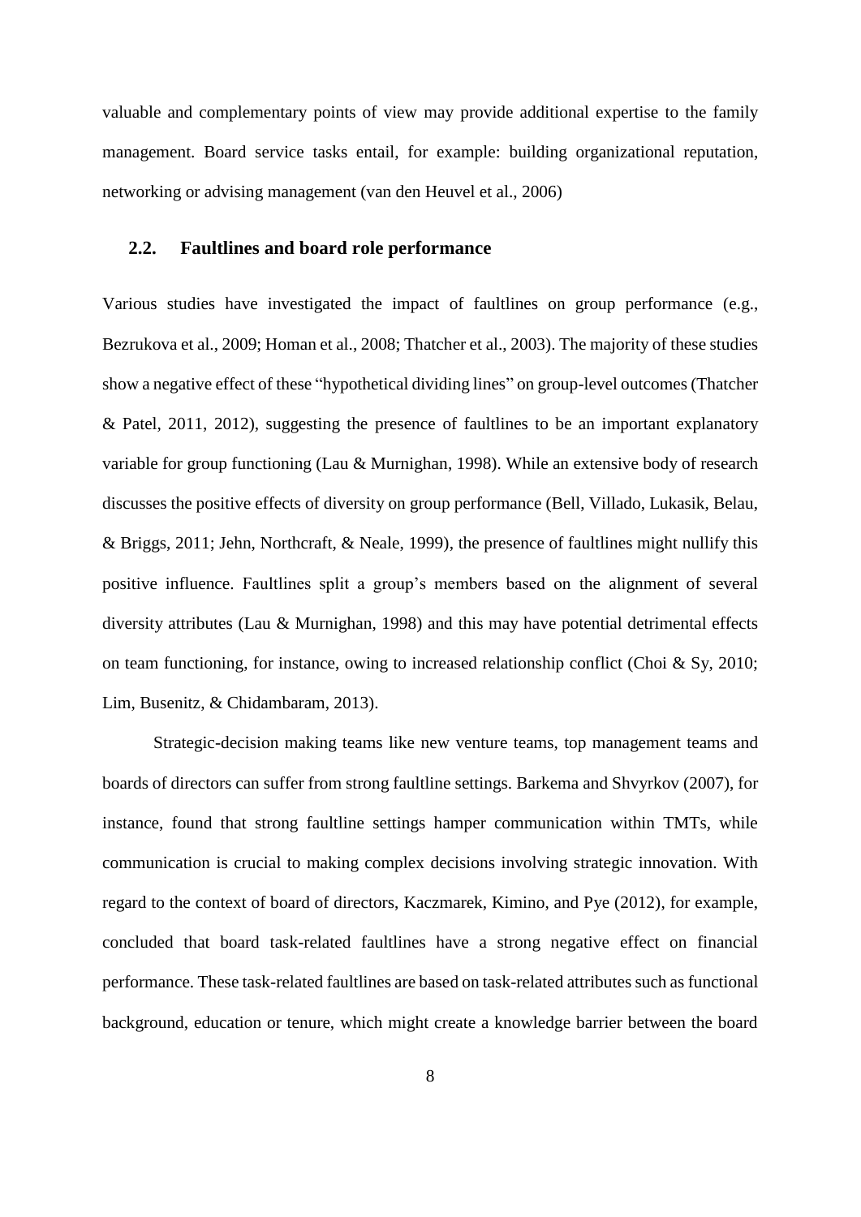valuable and complementary points of view may provide additional expertise to the family management. Board service tasks entail, for example: building organizational reputation, networking or advising management (van den Heuvel et al., 2006)

## 2.2. Faultlines and board role performance

Various studies have investigated the impact of faultlines on group performance (e.g., Bezrukova et al., 2009; Homan et al., 2008; Thatcher et al., 2003). The majority of these studies show a negative effect of these "hypothetical dividing lines" on group-level outcomes (Thatcher & Patel, 2011, 2012), suggesting the presence of faultlines to be an important explanatory variable for group functioning (Lau & Murnighan, 1998). While an extensive body of research discusses the positive effects of diversity on group performance (Bell, Villado, Lukasik, Belau, & Briggs, 2011; Jehn, Northcraft, & Neale, 1999), the presence of faultlines might nullify this positive influence. Faultlines split a group's members based on the alignment of several diversity attributes (Lau & Murnighan, 1998) and this may have potential detrimental effects on team functioning, for instance, owing to increased relationship conflict (Choi & Sy, 2010; Lim, Busenitz, & Chidambaram, 2013).

Strategic-decision making teams like new venture teams, top management teams and boards of directors can suffer from strong faultline settings. Barkema and Shvyrkov (2007), for instance, found that strong faultline settings hamper communication within TMTs, while communication is crucial to making complex decisions involving strategic innovation. With regard to the context of board of directors, Kaczmarek, Kimino, and Pye (2012), for example, concluded that board task-related faultlines have a strong negative effect on financial performance. These task-related faultlines are based on task-related attributes such as functional background, education or tenure, which might create a knowledge barrier between the board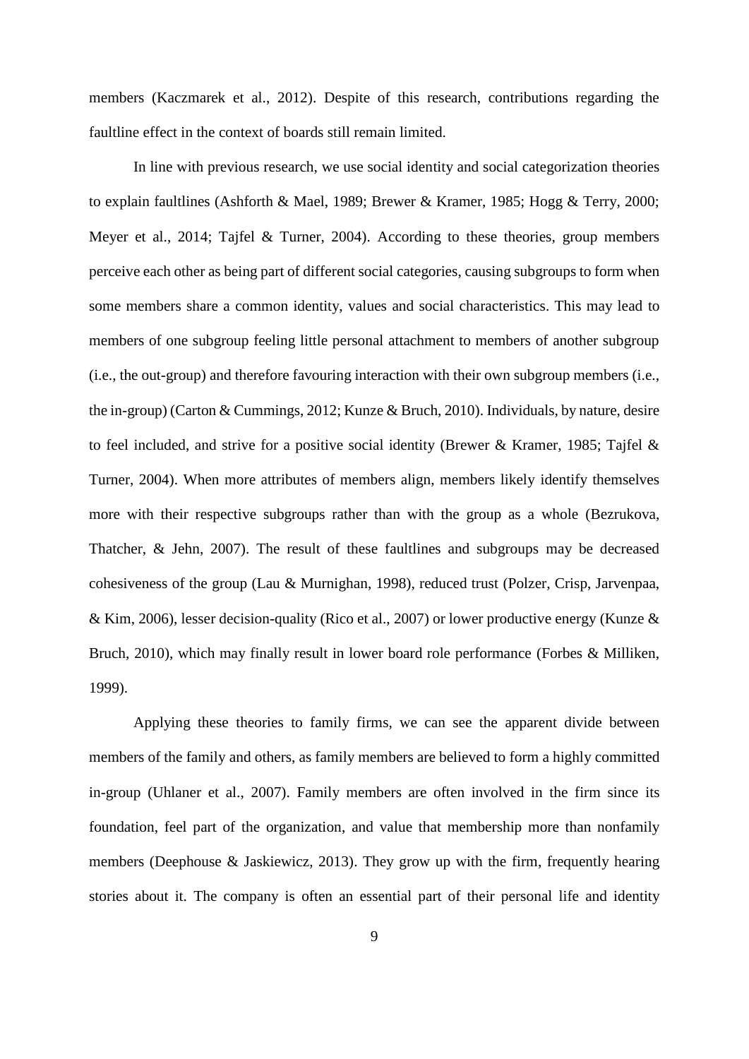members (Kaczmarek et al., 2012). Despite of this research, contributions regarding the faultline effect in the context of boards still remain limited.

In line with previous research, we use social identity and social categorization theories to explain faultlines (Ashforth & Mael, 1989; Brewer & Kramer, 1985; Hogg & Terry, 2000; Meyer et al., 2014; Tajfel & Turner, 2004). According to these theories, group members perceive each other as being part of different social categories, causing subgroups to form when some members share a common identity, values and social characteristics. This may lead to members of one subgroup feeling little personal attachment to members of another subgroup (i.e., the out-group) and therefore favouring interaction with their own subgroup members (i.e., the in-group) (Carton & Cummings, 2012; Kunze & Bruch, 2010). Individuals, by nature, desire to feel included, and strive for a positive social identity (Brewer & Kramer, 1985; Tajfel & Turner, 2004). When more attributes of members align, members likely identify themselves more with their respective subgroups rather than with the group as a whole (Bezrukova, Thatcher, & Jehn, 2007). The result of these faultlines and subgroups may be decreased cohesiveness of the group (Lau & Murnighan, 1998), reduced trust (Polzer, Crisp, Jarvenpaa, & Kim, 2006), lesser decision-quality (Rico et al., 2007) or lower productive energy (Kunze & Bruch, 2010), which may finally result in lower board role performance (Forbes & Milliken, 1999).

Applying these theories to family firms, we can see the apparent divide between members of the family and others, as family members are believed to form a highly committed in-group (Uhlaner et al., 2007). Family members are often involved in the firm since its foundation, feel part of the organization, and value that membership more than nonfamily members (Deephouse & Jaskiewicz, 2013). They grow up with the firm, frequently hearing stories about it. The company is often an essential part of their personal life and identity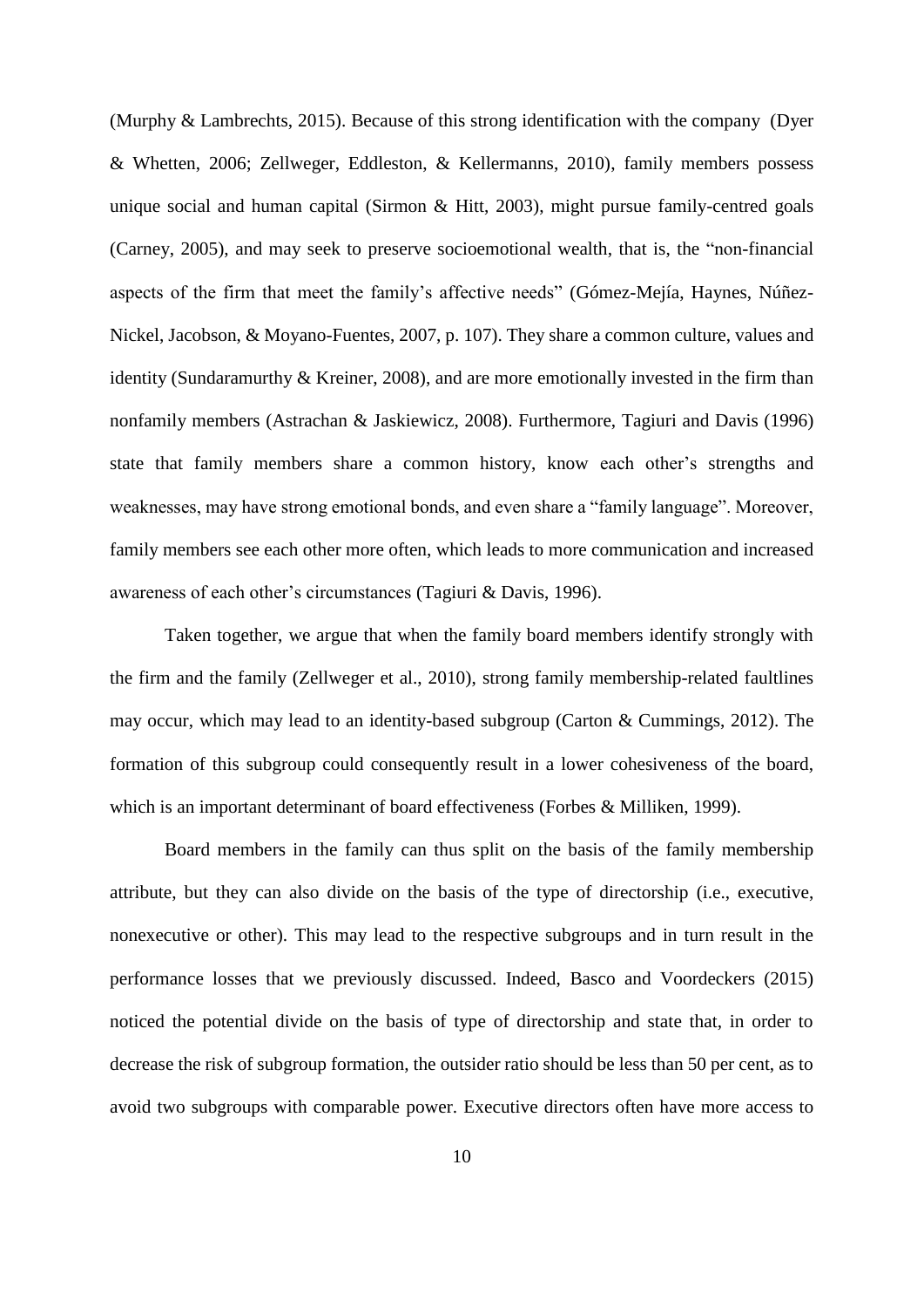(Murphy & Lambrechts, 2015). Because of this strong identification with the company (Dyer & Whetten, 2006; Zellweger, Eddleston, & Kellermanns, 2010), family members possess unique social and human capital (Sirmon & Hitt, 2003), might pursue family-centred goals (Carney, 2005), and may seek to preserve socioemotional wealth, that is, the "non-financial aspects of the firm that meet the family's affective needs" (Gómez-Mejía, Haynes, Núñez-Nickel, Jacobson, & Moyano-Fuentes, 2007, p. 107). They share a common culture, values and identity (Sundaramurthy & Kreiner, 2008), and are more emotionally invested in the firm than nonfamily members (Astrachan & Jaskiewicz, 2008). Furthermore, Tagiuri and Davis (1996) state that family members share a common history, know each other's strengths and weaknesses, may have strong emotional bonds, and even share a "family language". Moreover, family members see each other more often, which leads to more communication and increased awareness of each other's circumstances (Tagiuri & Davis, 1996).

Taken together, we argue that when the family board members identify strongly with the firm and the family (Zellweger et al., 2010), strong family membership-related faultlines may occur, which may lead to an identity-based subgroup (Carton & Cummings, 2012). The formation of this subgroup could consequently result in a lower cohesiveness of the board, which is an important determinant of board effectiveness (Forbes & Milliken, 1999).

Board members in the family can thus split on the basis of the family membership attribute, but they can also divide on the basis of the type of directorship (i.e., executive, nonexecutive or other). This may lead to the respective subgroups and in turn result in the performance losses that we previously discussed. Indeed, Basco and Voordeckers (2015) noticed the potential divide on the basis of type of directorship and state that, in order to decrease the risk of subgroup formation, the outsider ratio should be less than 50 per cent, as to avoid two subgroups with comparable power. Executive directors often have more access to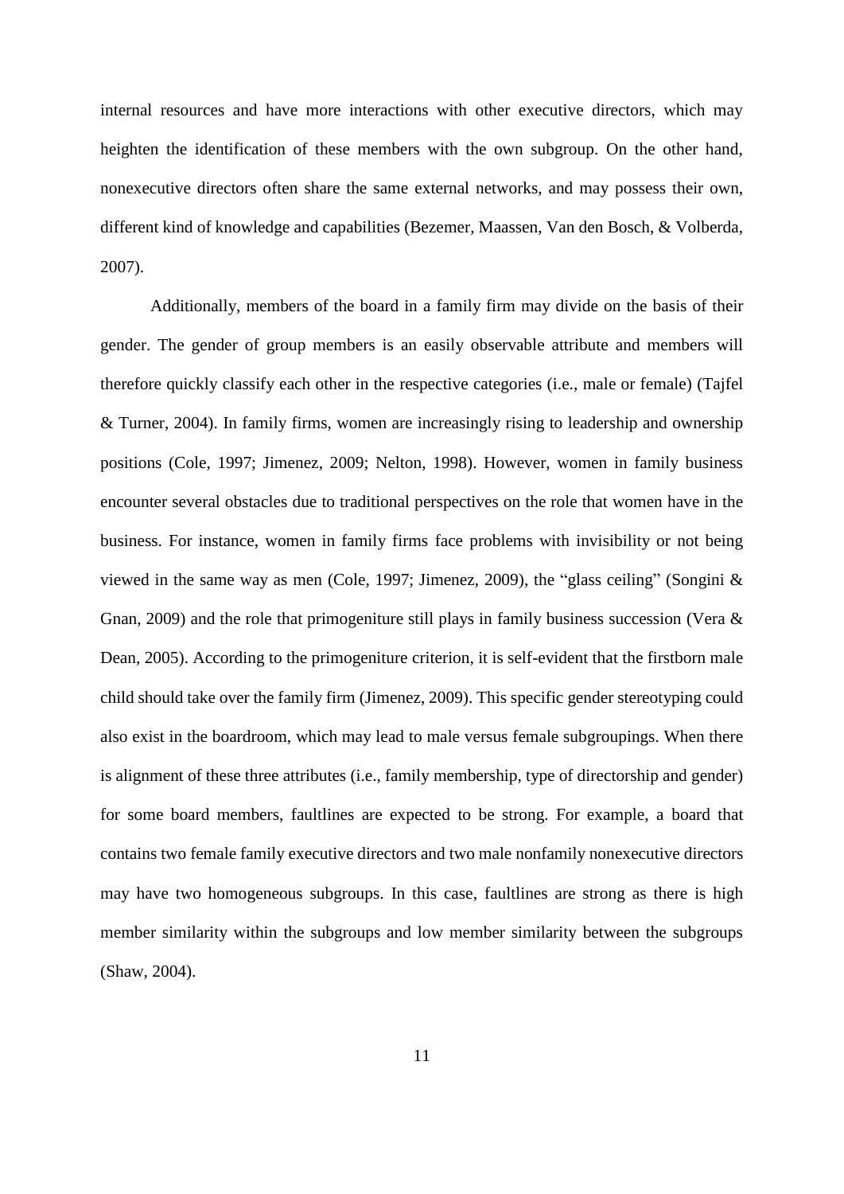internal resources and have more interactions with other executive directors, which may heighten the identification of these members with the own subgroup. On the other hand, nonexecutive directors often share the same external networks, and may possess their own, different kind of knowledge and capabilities (Bezemer, Maassen, Van den Bosch, & Volberda, 2007).

Additionally, members of the board in a family firm may divide on the basis of their gender. The gender of group members is an easily observable attribute and members will therefore quickly classify each other in the respective categories (i.e., male or female) (Tajfel & Turner, 2004). In family firms, women are increasingly rising to leadership and ownership positions (Cole, 1997; Jimenez, 2009; Nelton, 1998). However, women in family business encounter several obstacles due to traditional perspectives on the role that women have in the business. For instance, women in family firms face problems with invisibility or not being viewed in the same way as men (Cole, 1997; Jimenez, 2009), the "glass ceiling" (Songini & Gnan, 2009) and the role that primogeniture still plays in family business succession (Vera & Dean, 2005). According to the primogeniture criterion, it is self-evident that the firstborn male child should take over the family firm (Jimenez, 2009). This specific gender stereotyping could also exist in the boardroom, which may lead to male versus female subgroupings. When there is alignment of these three attributes (i.e., family membership, type of directorship and gender) for some board members, faultlines are expected to be strong. For example, a board that contains two female family executive directors and two male nonfamily nonexecutive directors may have two homogeneous subgroups. In this case, faultlines are strong as there is high member similarity within the subgroups and low member similarity between the subgroups (Shaw, 2004).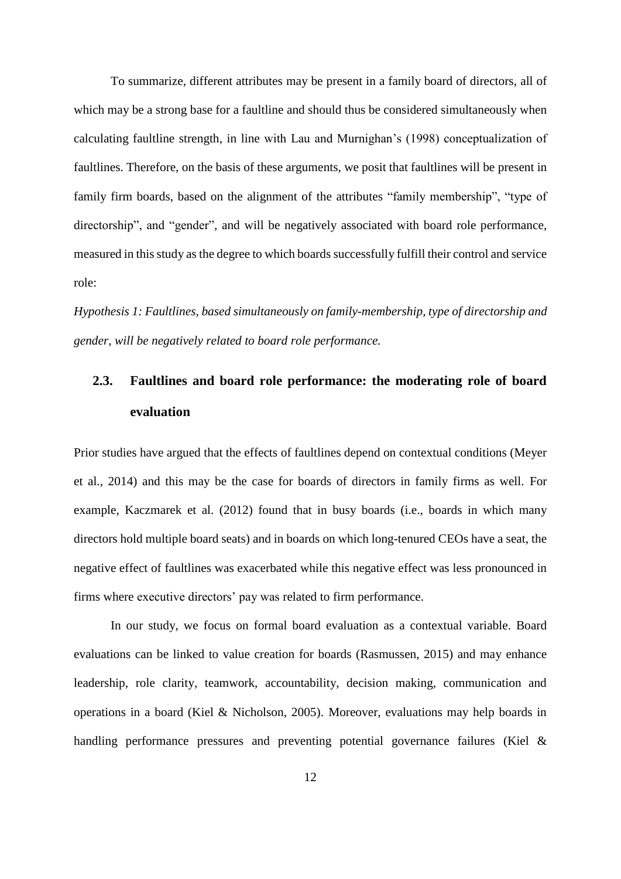To summarize, different attributes may be present in a family board of directors, all of which may be a strong base for a faultline and should thus be considered simultaneously when calculating faultline strength, in line with Lau and Murnighan's (1998) conceptualization of faultlines. Therefore, on the basis of these arguments, we posit that faultlines will be present in family firm boards, based on the alignment of the attributes "family membership", "type of directorship", and "gender", and will be negatively associated with board role performance, measured in this study as the degree to which boards successfully fulfill their control and service role:

*Hypothesis 1: Faultlines, based simultaneously on family-membership, type of directorship and gender, will be negatively related to board role performance.*

## 2.3. Faultlines and board role performance: the moderating role of board evaluation

Prior studies have argued that the effects of faultlines depend on contextual conditions (Meyer et al., 2014) and this may be the case for boards of directors in family firms as well. For example, Kaczmarek et al. (2012) found that in busy boards (i.e., boards in which many directors hold multiple board seats) and in boards on which long-tenured CEOs have a seat, the negative effect of faultlines was exacerbated while this negative effect was less pronounced in firms where executive directors' pay was related to firm performance.

In our study, we focus on formal board evaluation as a contextual variable. Board evaluations can be linked to value creation for boards (Rasmussen, 2015) and may enhance leadership, role clarity, teamwork, accountability, decision making, communication and operations in a board (Kiel & Nicholson, 2005). Moreover, evaluations may help boards in handling performance pressures and preventing potential governance failures (Kiel &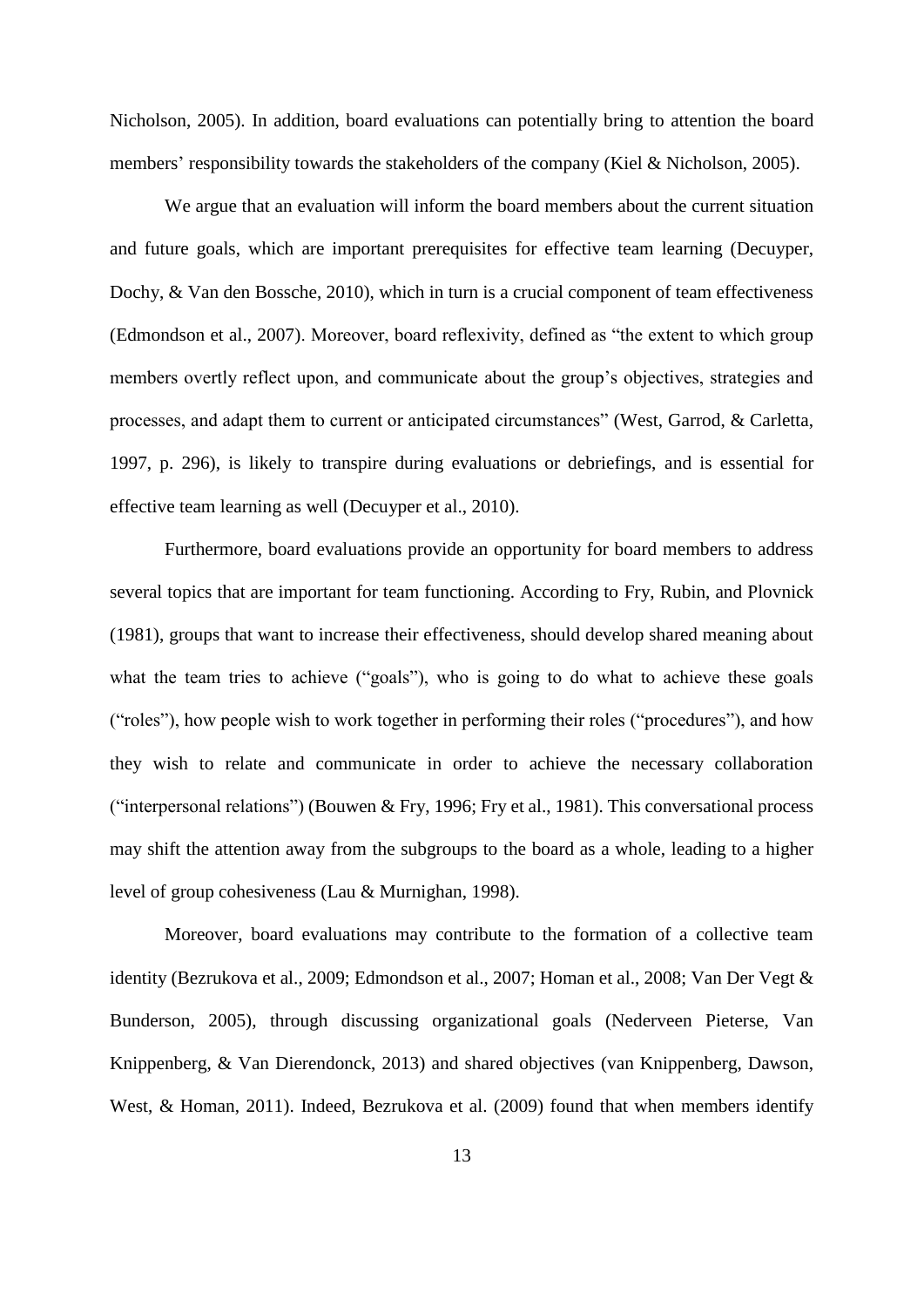Nicholson, 2005). In addition, board evaluations can potentially bring to attention the board members' responsibility towards the stakeholders of the company (Kiel & Nicholson, 2005).

We argue that an evaluation will inform the board members about the current situation and future goals, which are important prerequisites for effective team learning (Decuyper, Dochy, & Van den Bossche, 2010), which in turn is a crucial component of team effectiveness (Edmondson et al., 2007). Moreover, board reflexivity, defined as "the extent to which group members overtly reflect upon, and communicate about the group's objectives, strategies and processes, and adapt them to current or anticipated circumstances" (West, Garrod, & Carletta, 1997, p. 296), is likely to transpire during evaluations or debriefings, and is essential for effective team learning as well (Decuyper et al., 2010).

Furthermore, board evaluations provide an opportunity for board members to address several topics that are important for team functioning. According to Fry, Rubin, and Plovnick (1981), groups that want to increase their effectiveness, should develop shared meaning about what the team tries to achieve ("goals"), who is going to do what to achieve these goals ("roles"), how people wish to work together in performing their roles ("procedures"), and how they wish to relate and communicate in order to achieve the necessary collaboration ("interpersonal relations") (Bouwen & Fry, 1996; Fry et al., 1981). This conversational process may shift the attention away from the subgroups to the board as a whole, leading to a higher level of group cohesiveness (Lau & Murnighan, 1998).

Moreover, board evaluations may contribute to the formation of a collective team identity (Bezrukova et al., 2009; Edmondson et al., 2007; Homan et al., 2008; Van Der Vegt & Bunderson, 2005), through discussing organizational goals (Nederveen Pieterse, Van Knippenberg, & Van Dierendonck, 2013) and shared objectives (van Knippenberg, Dawson, West, & Homan, 2011). Indeed, Bezrukova et al. (2009) found that when members identify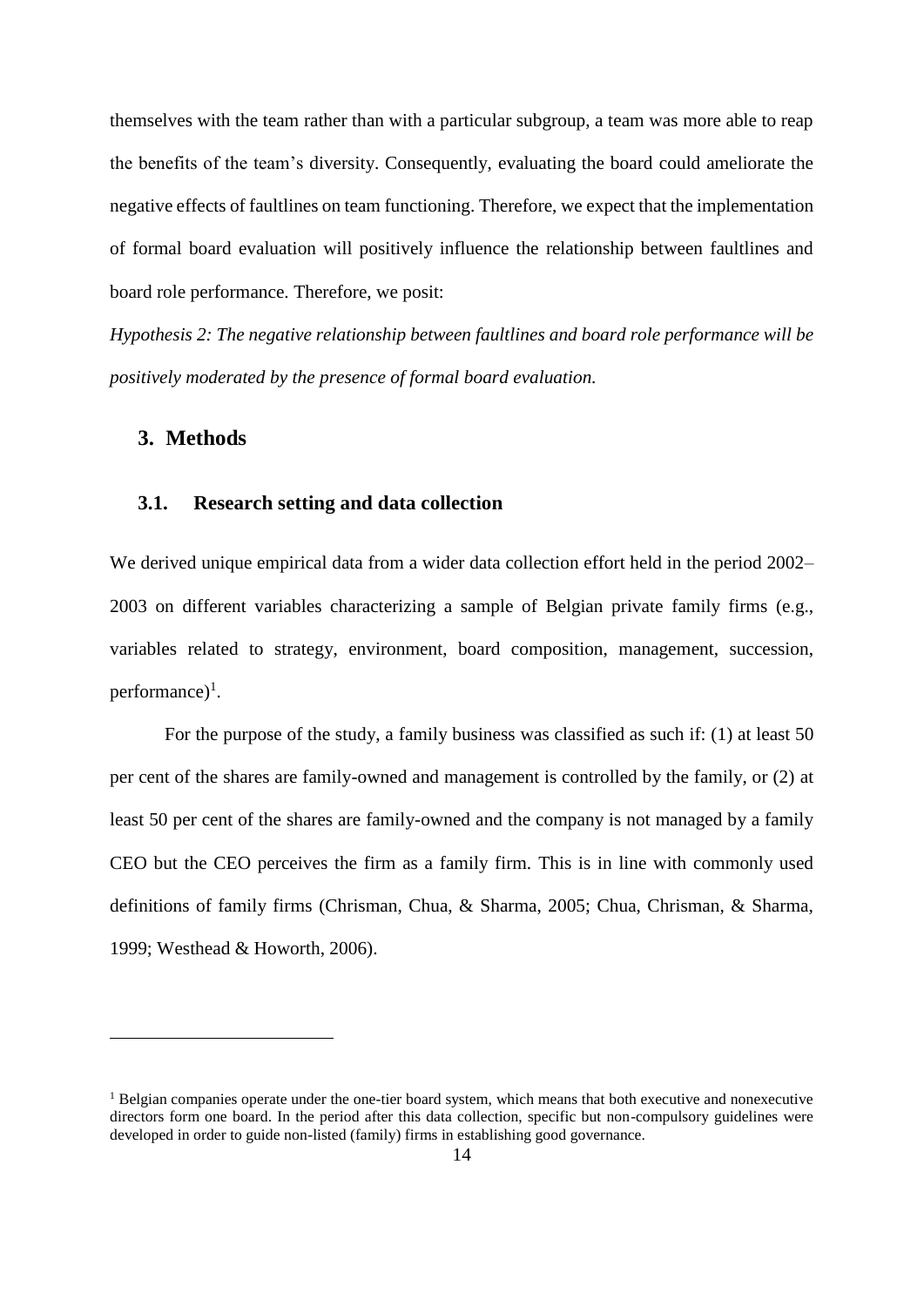themselves with the team rather than with a particular subgroup, a team was more able to reap the benefits of the team's diversity. Consequently, evaluating the board could ameliorate the negative effects of faultlines on team functioning. Therefore, we expect that the implementation of formal board evaluation will positively influence the relationship between faultlines and board role performance. Therefore, we posit:

*Hypothesis 2: The negative relationship between faultlines and board role performance will be positively moderated by the presence of formal board evaluation.*

## 3. Methods

### 3.1. Research setting and data collection

We derived unique empirical data from a wider data collection effort held in the period 2002–2003 on different variables characterizing a sample of Belgian private family firms (e.g., variables related to strategy, environment, board composition, management, succession, performance)[1].

For the purpose of the study, a family business was classified as such if: (1) at least 50 per cent of the shares are family-owned and management is controlled by the family, or (2) at least 50 per cent of the shares are family-owned and the company is not managed by a family CEO but the CEO perceives the firm as a family firm. This is in line with commonly used definitions of family firms (Chrisman, Chua, & Sharma, 2005; Chua, Chrisman, & Sharma, 1999; Westhead & Howorth, 2006).

[1] Belgian companies operate under the one-tier board system, which means that both executive and nonexecutive directors form one board. In the period after this data collection, specific but non-compulsory guidelines were developed in order to guide non-listed (family) firms in establishing good governance.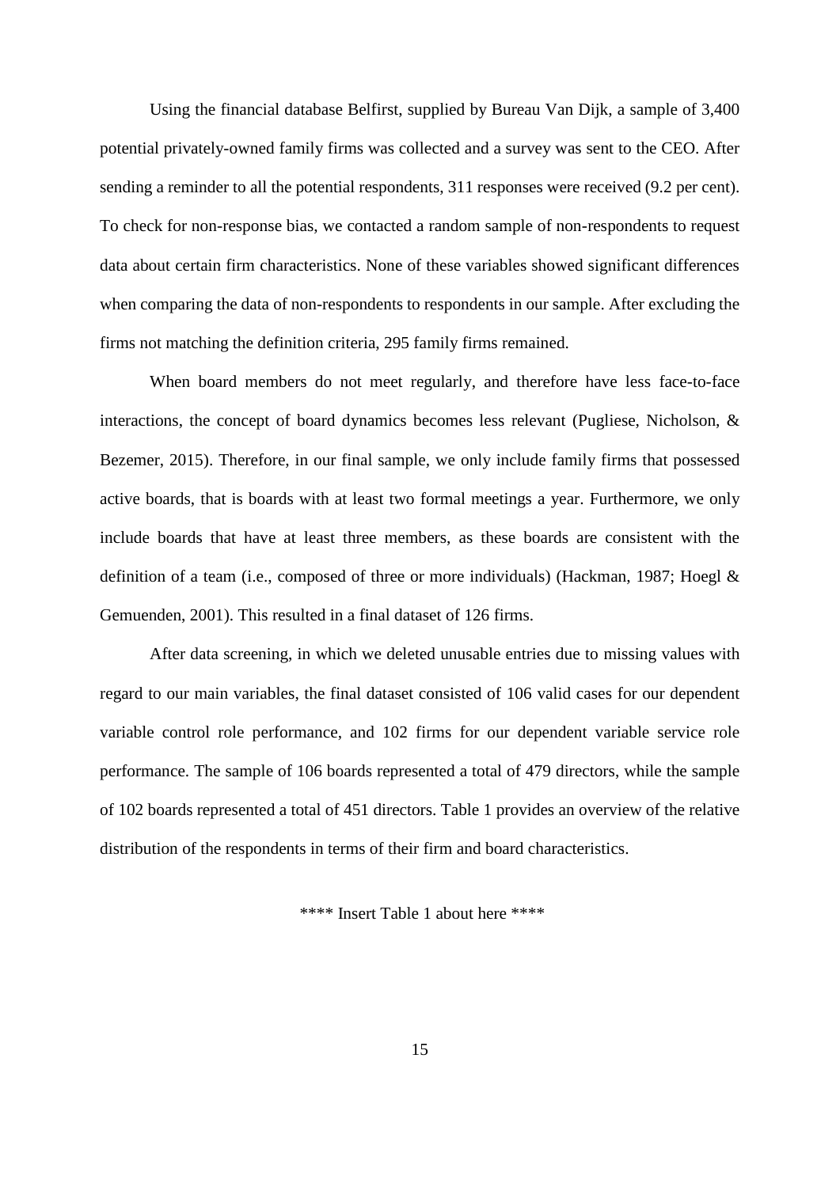Using the financial database Belfirst, supplied by Bureau Van Dijk, a sample of 3,400 potential privately-owned family firms was collected and a survey was sent to the CEO. After sending a reminder to all the potential respondents, 311 responses were received (9.2 per cent). To check for non-response bias, we contacted a random sample of non-respondents to request data about certain firm characteristics. None of these variables showed significant differences when comparing the data of non-respondents to respondents in our sample. After excluding the firms not matching the definition criteria, 295 family firms remained.

When board members do not meet regularly, and therefore have less face-to-face interactions, the concept of board dynamics becomes less relevant (Pugliese, Nicholson, & Bezemer, 2015). Therefore, in our final sample, we only include family firms that possessed active boards, that is boards with at least two formal meetings a year. Furthermore, we only include boards that have at least three members, as these boards are consistent with the definition of a team (i.e., composed of three or more individuals) (Hackman, 1987; Hoegl & Gemuenden, 2001). This resulted in a final dataset of 126 firms.

After data screening, in which we deleted unusable entries due to missing values with regard to our main variables, the final dataset consisted of 106 valid cases for our dependent variable control role performance, and 102 firms for our dependent variable service role performance. The sample of 106 boards represented a total of 479 directors, while the sample of 102 boards represented a total of 451 directors. Table 1 provides an overview of the relative distribution of the respondents in terms of their firm and board characteristics.

**** Insert Table 1 about here ****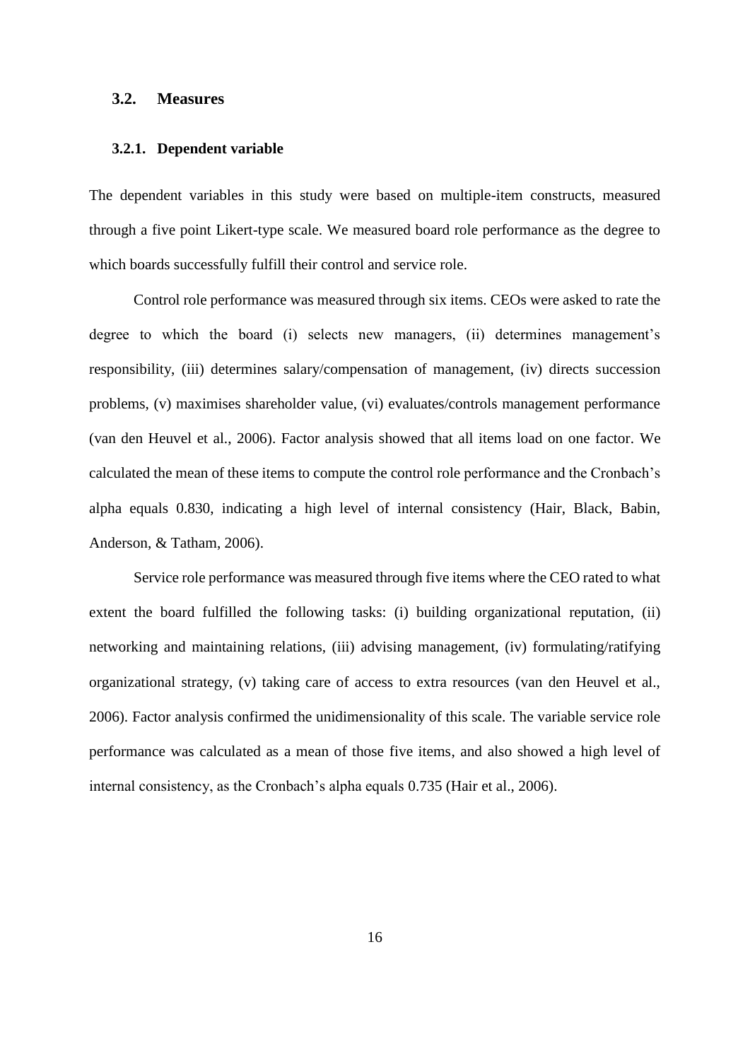### 3.2. Measures

#### 3.2.1. Dependent variable

The dependent variables in this study were based on multiple-item constructs, measured through a five point Likert-type scale. We measured board role performance as the degree to which boards successfully fulfill their control and service role.

Control role performance was measured through six items. CEOs were asked to rate the degree to which the board (i) selects new managers, (ii) determines management's responsibility, (iii) determines salary/compensation of management, (iv) directs succession problems, (v) maximises shareholder value, (vi) evaluates/controls management performance (van den Heuvel et al., 2006). Factor analysis showed that all items load on one factor. We calculated the mean of these items to compute the control role performance and the Cronbach's alpha equals 0.830, indicating a high level of internal consistency (Hair, Black, Babin, Anderson, & Tatham, 2006).

Service role performance was measured through five items where the CEO rated to what extent the board fulfilled the following tasks: (i) building organizational reputation, (ii) networking and maintaining relations, (iii) advising management, (iv) formulating/ratifying organizational strategy, (v) taking care of access to extra resources (van den Heuvel et al., 2006). Factor analysis confirmed the unidimensionality of this scale. The variable service role performance was calculated as a mean of those five items, and also showed a high level of internal consistency, as the Cronbach's alpha equals 0.735 (Hair et al., 2006).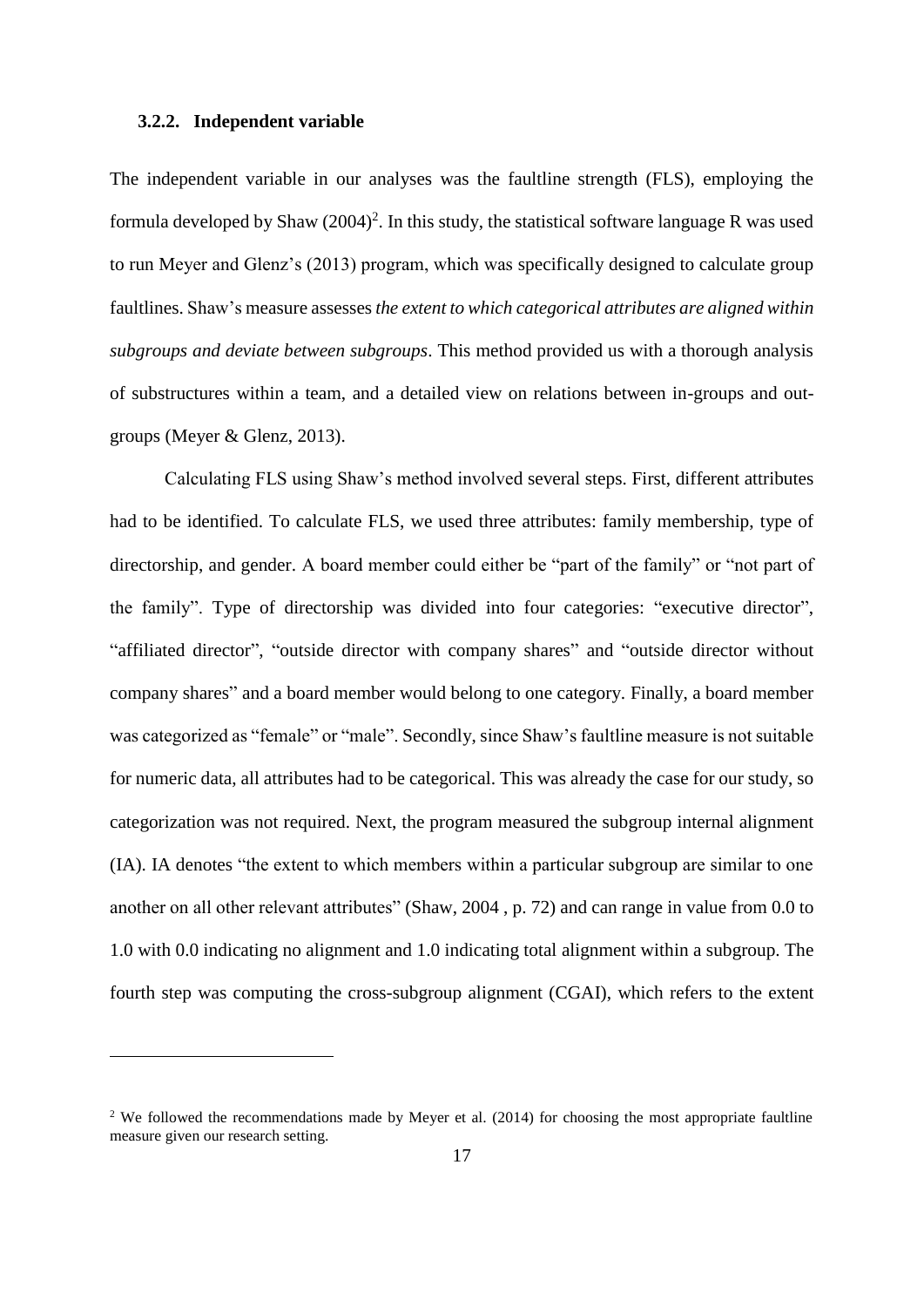### 3.2.2. Independent variable

The independent variable in our analyses was the faultline strength (FLS), employing the formula developed by Shaw (2004)[2]. In this study, the statistical software language R was used to run Meyer and Glenz's (2013) program, which was specifically designed to calculate group faultlines. Shaw's measure assesses *the extent to which categorical attributes are aligned within subgroups and deviate between subgroups*. This method provided us with a thorough analysis of substructures within a team, and a detailed view on relations between in-groups and out-groups (Meyer & Glenz, 2013).

Calculating FLS using Shaw's method involved several steps. First, different attributes had to be identified. To calculate FLS, we used three attributes: family membership, type of directorship, and gender. A board member could either be "part of the family" or "not part of the family". Type of directorship was divided into four categories: "executive director", "affiliated director", "outside director with company shares" and "outside director without company shares" and a board member would belong to one category. Finally, a board member was categorized as "female" or "male". Secondly, since Shaw's faultline measure is not suitable for numeric data, all attributes had to be categorical. This was already the case for our study, so categorization was not required. Next, the program measured the subgroup internal alignment (IA). IA denotes "the extent to which members within a particular subgroup are similar to one another on all other relevant attributes" (Shaw, 2004 , p. 72) and can range in value from 0.0 to 1.0 with 0.0 indicating no alignment and 1.0 indicating total alignment within a subgroup. The fourth step was computing the cross-subgroup alignment (CGAI), which refers to the extent

[2] We followed the recommendations made by Meyer et al. (2014) for choosing the most appropriate faultline measure given our research setting.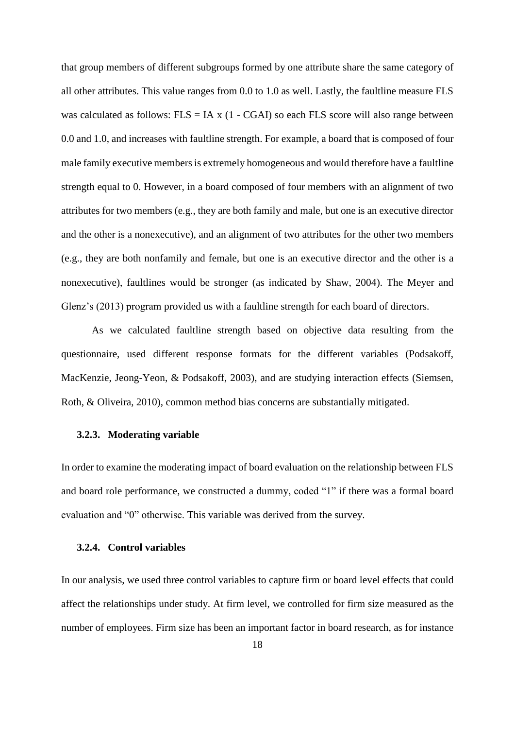that group members of different subgroups formed by one attribute share the same category of all other attributes. This value ranges from 0.0 to 1.0 as well. Lastly, the faultline measure FLS was calculated as follows: FLS = IA x (1 - CGAI) so each FLS score will also range between 0.0 and 1.0, and increases with faultline strength. For example, a board that is composed of four male family executive members is extremely homogeneous and would therefore have a faultline strength equal to 0. However, in a board composed of four members with an alignment of two attributes for two members (e.g., they are both family and male, but one is an executive director and the other is a nonexecutive), and an alignment of two attributes for the other two members (e.g., they are both nonfamily and female, but one is an executive director and the other is a nonexecutive), faultlines would be stronger (as indicated by Shaw, 2004). The Meyer and Glenz's (2013) program provided us with a faultline strength for each board of directors.

As we calculated faultline strength based on objective data resulting from the questionnaire, used different response formats for the different variables (Podsakoff, MacKenzie, Jeong-Yeon, & Podsakoff, 2003), and are studying interaction effects (Siemsen, Roth, & Oliveira, 2010), common method bias concerns are substantially mitigated.

### 3.2.3. Moderating variable

In order to examine the moderating impact of board evaluation on the relationship between FLS and board role performance, we constructed a dummy, coded "1" if there was a formal board evaluation and "0" otherwise. This variable was derived from the survey.

### 3.2.4. Control variables

In our analysis, we used three control variables to capture firm or board level effects that could affect the relationships under study. At firm level, we controlled for firm size measured as the number of employees. Firm size has been an important factor in board research, as for instance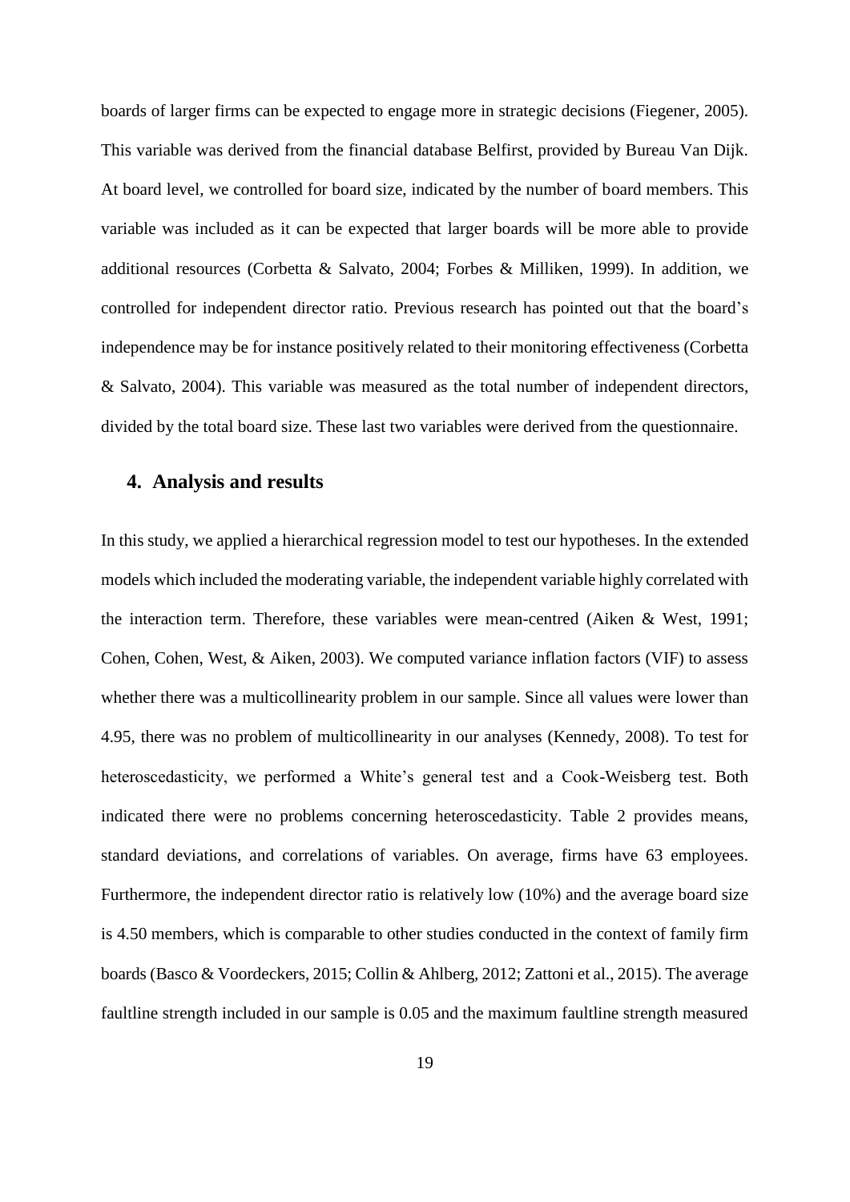boards of larger firms can be expected to engage more in strategic decisions (Fiegener, 2005). This variable was derived from the financial database Belfirst, provided by Bureau Van Dijk. At board level, we controlled for board size, indicated by the number of board members. This variable was included as it can be expected that larger boards will be more able to provide additional resources (Corbetta & Salvato, 2004; Forbes & Milliken, 1999). In addition, we controlled for independent director ratio. Previous research has pointed out that the board's independence may be for instance positively related to their monitoring effectiveness (Corbetta & Salvato, 2004). This variable was measured as the total number of independent directors, divided by the total board size. These last two variables were derived from the questionnaire.

## 4. Analysis and results

In this study, we applied a hierarchical regression model to test our hypotheses. In the extended models which included the moderating variable, the independent variable highly correlated with the interaction term. Therefore, these variables were mean-centred (Aiken & West, 1991; Cohen, Cohen, West, & Aiken, 2003). We computed variance inflation factors (VIF) to assess whether there was a multicollinearity problem in our sample. Since all values were lower than 4.95, there was no problem of multicollinearity in our analyses (Kennedy, 2008). To test for heteroscedasticity, we performed a White's general test and a Cook-Weisberg test. Both indicated there were no problems concerning heteroscedasticity. Table 2 provides means, standard deviations, and correlations of variables. On average, firms have 63 employees. Furthermore, the independent director ratio is relatively low (10%) and the average board size is 4.50 members, which is comparable to other studies conducted in the context of family firm boards (Basco & Voordeckers, 2015; Collin & Ahlberg, 2012; Zattoni et al., 2015). The average faultline strength included in our sample is 0.05 and the maximum faultline strength measured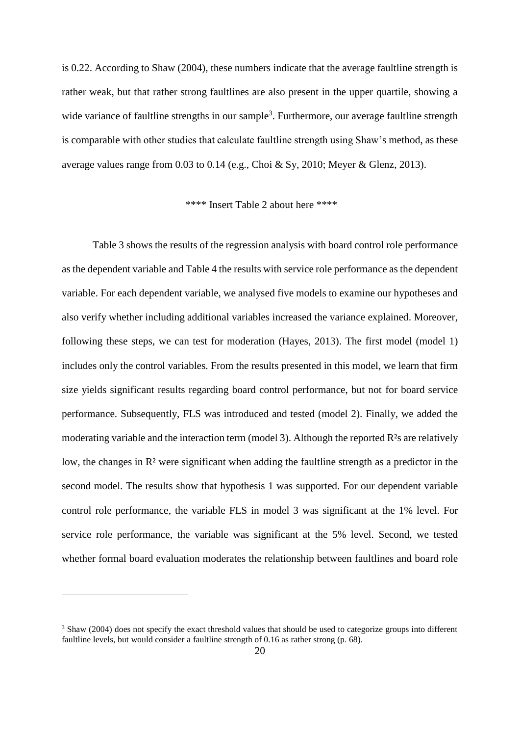is 0.22. According to Shaw (2004), these numbers indicate that the average faultline strength is rather weak, but that rather strong faultlines are also present in the upper quartile, showing a wide variance of faultline strengths in our sample[3]. Furthermore, our average faultline strength is comparable with other studies that calculate faultline strength using Shaw's method, as these average values range from 0.03 to 0.14 (e.g., Choi & Sy, 2010; Meyer & Glenz, 2013).

**** Insert Table 2 about here ****

Table 3 shows the results of the regression analysis with board control role performance as the dependent variable and Table 4 the results with service role performance as the dependent variable. For each dependent variable, we analysed five models to examine our hypotheses and also verify whether including additional variables increased the variance explained. Moreover, following these steps, we can test for moderation (Hayes, 2013). The first model (model 1) includes only the control variables. From the results presented in this model, we learn that firm size yields significant results regarding board control performance, but not for board service performance. Subsequently, FLS was introduced and tested (model 2). Finally, we added the moderating variable and the interaction term (model 3). Although the reported $R^2$s are relatively low, the changes in $R^2$ were significant when adding the faultline strength as a predictor in the second model. The results show that hypothesis 1 was supported. For our dependent variable control role performance, the variable FLS in model 3 was significant at the 1% level. For service role performance, the variable was significant at the 5% level. Second, we tested whether formal board evaluation moderates the relationship between faultlines and board role

[3] Shaw (2004) does not specify the exact threshold values that should be used to categorize groups into different faultline levels, but would consider a faultline strength of 0.16 as rather strong (p. 68).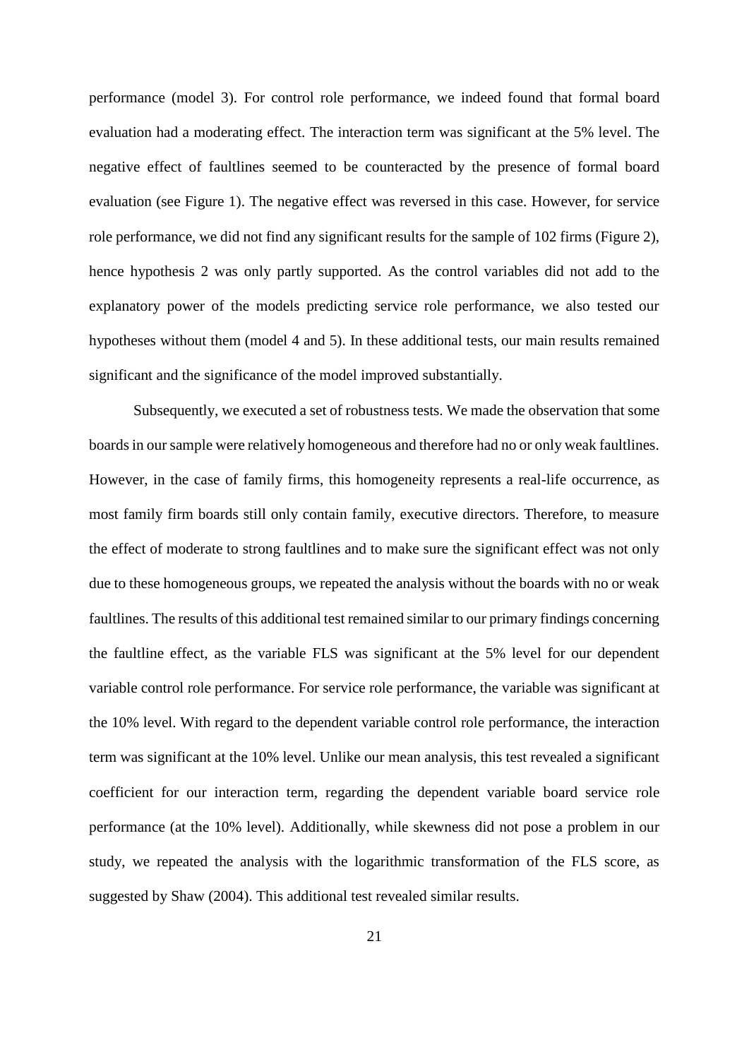performance (model 3). For control role performance, we indeed found that formal board evaluation had a moderating effect. The interaction term was significant at the 5% level. The negative effect of faultlines seemed to be counteracted by the presence of formal board evaluation (see Figure 1). The negative effect was reversed in this case. However, for service role performance, we did not find any significant results for the sample of 102 firms (Figure 2), hence hypothesis 2 was only partly supported. As the control variables did not add to the explanatory power of the models predicting service role performance, we also tested our hypotheses without them (model 4 and 5). In these additional tests, our main results remained significant and the significance of the model improved substantially.

Subsequently, we executed a set of robustness tests. We made the observation that some boards in our sample were relatively homogeneous and therefore had no or only weak faultlines. However, in the case of family firms, this homogeneity represents a real-life occurrence, as most family firm boards still only contain family, executive directors. Therefore, to measure the effect of moderate to strong faultlines and to make sure the significant effect was not only due to these homogeneous groups, we repeated the analysis without the boards with no or weak faultlines. The results of this additional test remained similar to our primary findings concerning the faultline effect, as the variable FLS was significant at the 5% level for our dependent variable control role performance. For service role performance, the variable was significant at the 10% level. With regard to the dependent variable control role performance, the interaction term was significant at the 10% level. Unlike our mean analysis, this test revealed a significant coefficient for our interaction term, regarding the dependent variable board service role performance (at the 10% level). Additionally, while skewness did not pose a problem in our study, we repeated the analysis with the logarithmic transformation of the FLS score, as suggested by Shaw (2004). This additional test revealed similar results.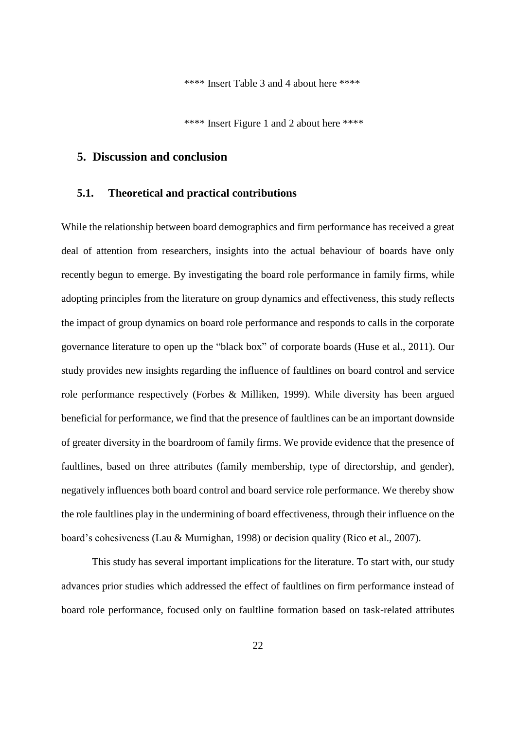\*\*\*\* Insert Table 3 and 4 about here \*\*\*\*

\*\*\*\* Insert Figure 1 and 2 about here \*\*\*\*

## 5. Discussion and conclusion

### 5.1. Theoretical and practical contributions

While the relationship between board demographics and firm performance has received a great deal of attention from researchers, insights into the actual behaviour of boards have only recently begun to emerge. By investigating the board role performance in family firms, while adopting principles from the literature on group dynamics and effectiveness, this study reflects the impact of group dynamics on board role performance and responds to calls in the corporate governance literature to open up the "black box" of corporate boards (Huse et al., 2011). Our study provides new insights regarding the influence of faultlines on board control and service role performance respectively (Forbes & Milliken, 1999). While diversity has been argued beneficial for performance, we find that the presence of faultlines can be an important downside of greater diversity in the boardroom of family firms. We provide evidence that the presence of faultlines, based on three attributes (family membership, type of directorship, and gender), negatively influences both board control and board service role performance. We thereby show the role faultlines play in the undermining of board effectiveness, through their influence on the board's cohesiveness (Lau & Murnighan, 1998) or decision quality (Rico et al., 2007).

This study has several important implications for the literature. To start with, our study advances prior studies which addressed the effect of faultlines on firm performance instead of board role performance, focused only on faultline formation based on task-related attributes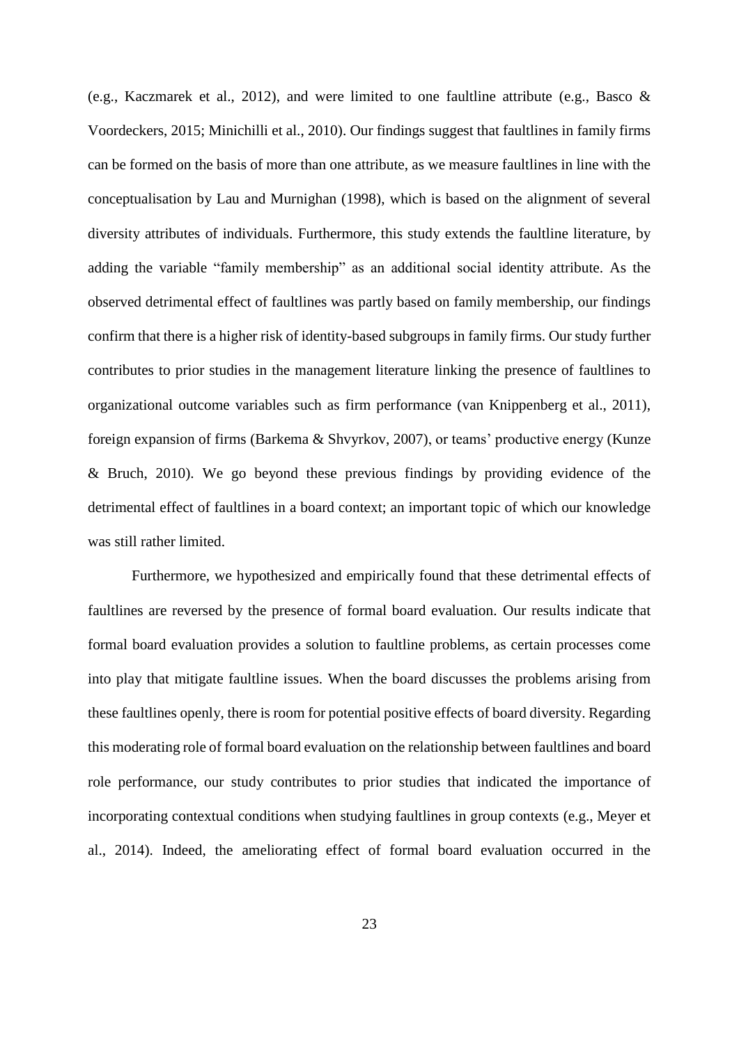(e.g., Kaczmarek et al., 2012), and were limited to one faultline attribute (e.g., Basco & Voordeckers, 2015; Minichilli et al., 2010). Our findings suggest that faultlines in family firms can be formed on the basis of more than one attribute, as we measure faultlines in line with the conceptualisation by Lau and Murnighan (1998), which is based on the alignment of several diversity attributes of individuals. Furthermore, this study extends the faultline literature, by adding the variable "family membership" as an additional social identity attribute. As the observed detrimental effect of faultlines was partly based on family membership, our findings confirm that there is a higher risk of identity-based subgroups in family firms. Our study further contributes to prior studies in the management literature linking the presence of faultlines to organizational outcome variables such as firm performance (van Knippenberg et al., 2011), foreign expansion of firms (Barkema & Shvyrkov, 2007), or teams' productive energy (Kunze & Bruch, 2010). We go beyond these previous findings by providing evidence of the detrimental effect of faultlines in a board context; an important topic of which our knowledge was still rather limited.

Furthermore, we hypothesized and empirically found that these detrimental effects of faultlines are reversed by the presence of formal board evaluation. Our results indicate that formal board evaluation provides a solution to faultline problems, as certain processes come into play that mitigate faultline issues. When the board discusses the problems arising from these faultlines openly, there is room for potential positive effects of board diversity. Regarding this moderating role of formal board evaluation on the relationship between faultlines and board role performance, our study contributes to prior studies that indicated the importance of incorporating contextual conditions when studying faultlines in group contexts (e.g., Meyer et al., 2014). Indeed, the ameliorating effect of formal board evaluation occurred in the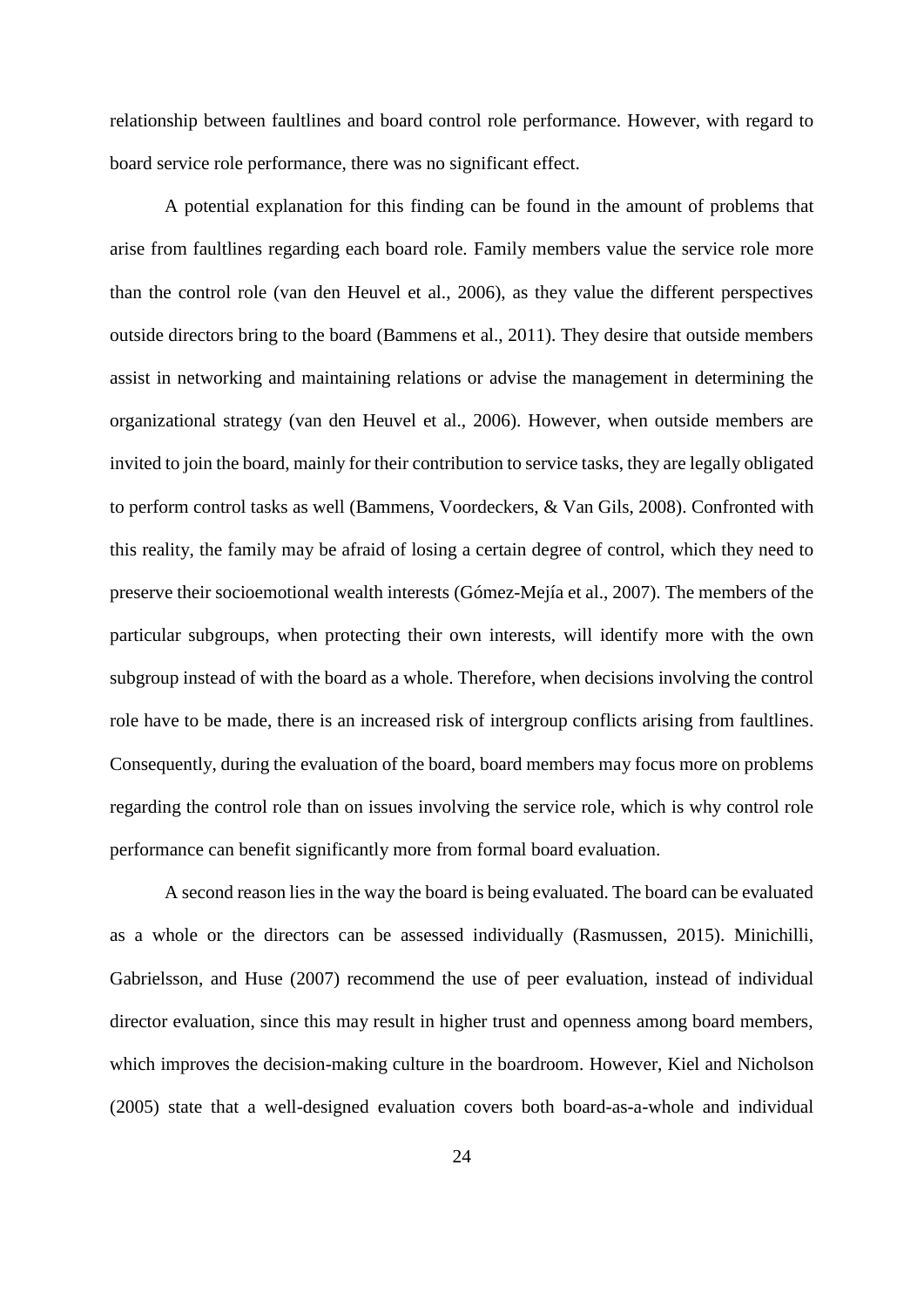relationship between faultlines and board control role performance. However, with regard to board service role performance, there was no significant effect.

A potential explanation for this finding can be found in the amount of problems that arise from faultlines regarding each board role. Family members value the service role more than the control role (van den Heuvel et al., 2006), as they value the different perspectives outside directors bring to the board (Bammens et al., 2011). They desire that outside members assist in networking and maintaining relations or advise the management in determining the organizational strategy (van den Heuvel et al., 2006). However, when outside members are invited to join the board, mainly for their contribution to service tasks, they are legally obligated to perform control tasks as well (Bammens, Voordeckers, & Van Gils, 2008). Confronted with this reality, the family may be afraid of losing a certain degree of control, which they need to preserve their socioemotional wealth interests (Gómez-Mejía et al., 2007). The members of the particular subgroups, when protecting their own interests, will identify more with the own subgroup instead of with the board as a whole. Therefore, when decisions involving the control role have to be made, there is an increased risk of intergroup conflicts arising from faultlines. Consequently, during the evaluation of the board, board members may focus more on problems regarding the control role than on issues involving the service role, which is why control role performance can benefit significantly more from formal board evaluation.

A second reason lies in the way the board is being evaluated. The board can be evaluated as a whole or the directors can be assessed individually (Rasmussen, 2015). Minichilli, Gabrielsson, and Huse (2007) recommend the use of peer evaluation, instead of individual director evaluation, since this may result in higher trust and openness among board members, which improves the decision-making culture in the boardroom. However, Kiel and Nicholson (2005) state that a well-designed evaluation covers both board-as-a-whole and individual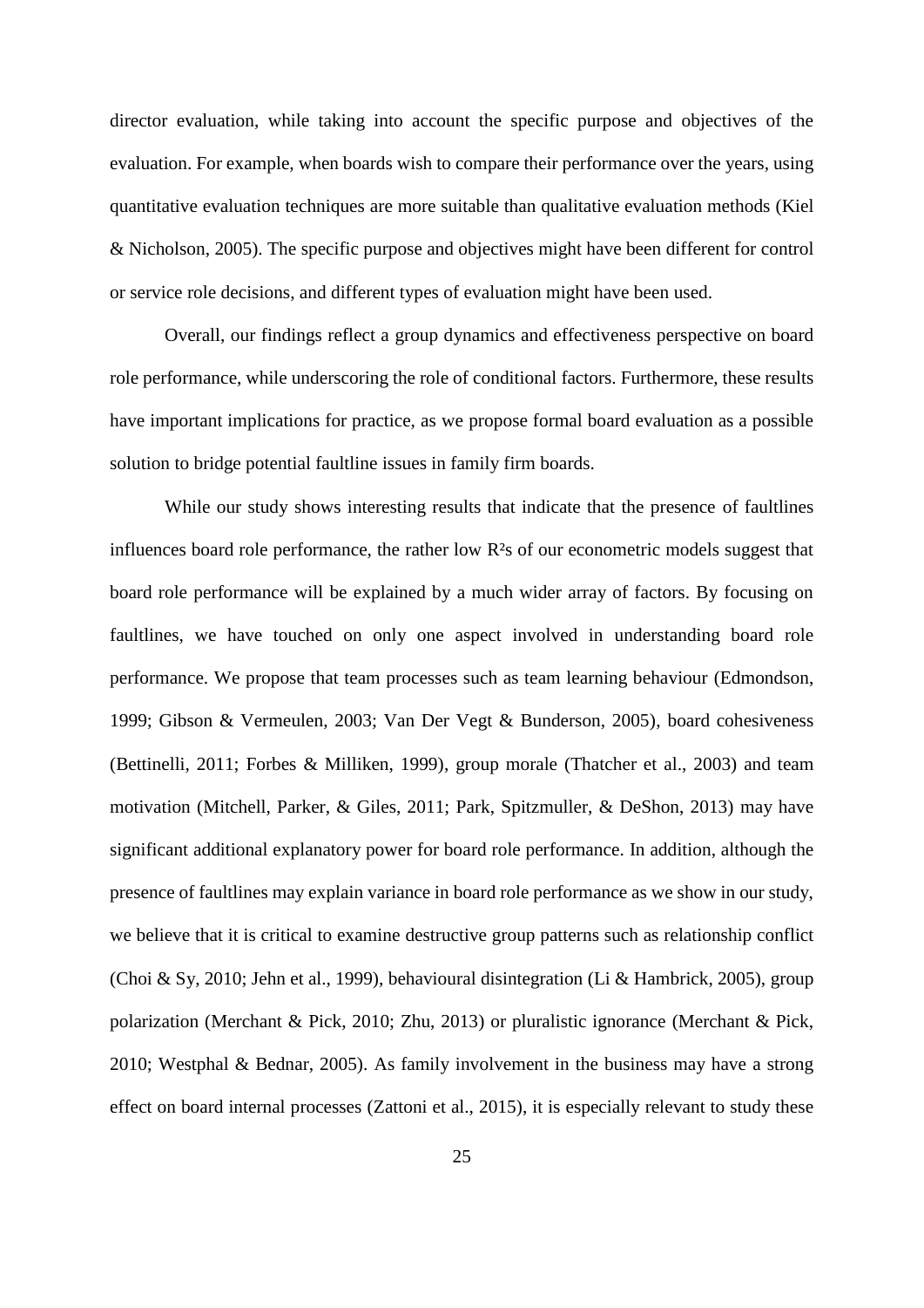director evaluation, while taking into account the specific purpose and objectives of the evaluation. For example, when boards wish to compare their performance over the years, using quantitative evaluation techniques are more suitable than qualitative evaluation methods (Kiel & Nicholson, 2005). The specific purpose and objectives might have been different for control or service role decisions, and different types of evaluation might have been used.

Overall, our findings reflect a group dynamics and effectiveness perspective on board role performance, while underscoring the role of conditional factors. Furthermore, these results have important implications for practice, as we propose formal board evaluation as a possible solution to bridge potential faultline issues in family firm boards.

While our study shows interesting results that indicate that the presence of faultlines influences board role performance, the rather low $R^2$s of our econometric models suggest that board role performance will be explained by a much wider array of factors. By focusing on faultlines, we have touched on only one aspect involved in understanding board role performance. We propose that team processes such as team learning behaviour (Edmondson, 1999; Gibson & Vermeulen, 2003; Van Der Vegt & Bunderson, 2005), board cohesiveness (Bettinelli, 2011; Forbes & Milliken, 1999), group morale (Thatcher et al., 2003) and team motivation (Mitchell, Parker, & Giles, 2011; Park, Spitzmuller, & DeShon, 2013) may have significant additional explanatory power for board role performance. In addition, although the presence of faultlines may explain variance in board role performance as we show in our study, we believe that it is critical to examine destructive group patterns such as relationship conflict (Choi & Sy, 2010; Jehn et al., 1999), behavioural disintegration (Li & Hambrick, 2005), group polarization (Merchant & Pick, 2010; Zhu, 2013) or pluralistic ignorance (Merchant & Pick, 2010; Westphal & Bednar, 2005). As family involvement in the business may have a strong effect on board internal processes (Zattoni et al., 2015), it is especially relevant to study these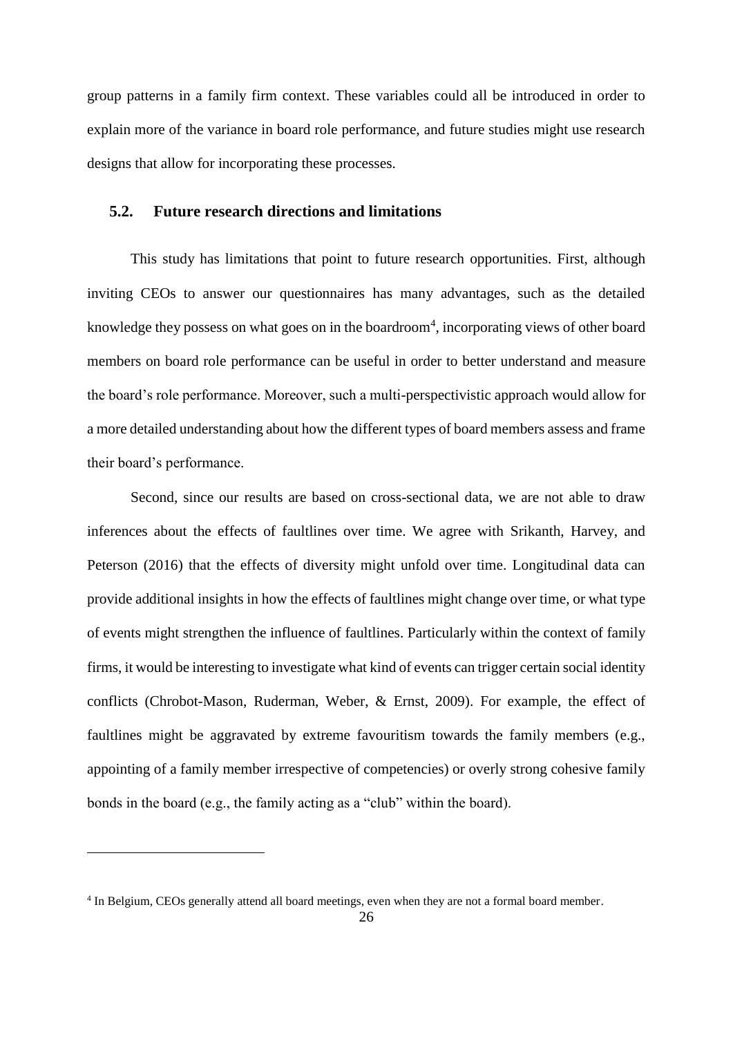group patterns in a family firm context. These variables could all be introduced in order to explain more of the variance in board role performance, and future studies might use research designs that allow for incorporating these processes.

### 5.2. Future research directions and limitations

This study has limitations that point to future research opportunities. First, although inviting CEOs to answer our questionnaires has many advantages, such as the detailed knowledge they possess on what goes on in the boardroom[4], incorporating views of other board members on board role performance can be useful in order to better understand and measure the board's role performance. Moreover, such a multi-perspectivistic approach would allow for a more detailed understanding about how the different types of board members assess and frame their board's performance.

Second, since our results are based on cross-sectional data, we are not able to draw inferences about the effects of faultlines over time. We agree with Srikanth, Harvey, and Peterson (2016) that the effects of diversity might unfold over time. Longitudinal data can provide additional insights in how the effects of faultlines might change over time, or what type of events might strengthen the influence of faultlines. Particularly within the context of family firms, it would be interesting to investigate what kind of events can trigger certain social identity conflicts (Chrobot-Mason, Ruderman, Weber, & Ernst, 2009). For example, the effect of faultlines might be aggravated by extreme favouritism towards the family members (e.g., appointing of a family member irrespective of competencies) or overly strong cohesive family bonds in the board (e.g., the family acting as a "club" within the board).

---

[4] In Belgium, CEOs generally attend all board meetings, even when they are not a formal board member.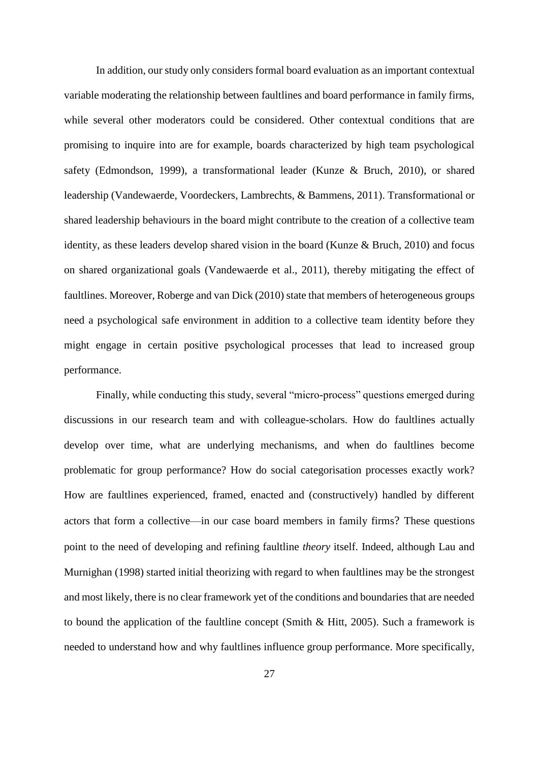In addition, our study only considers formal board evaluation as an important contextual variable moderating the relationship between faultlines and board performance in family firms, while several other moderators could be considered. Other contextual conditions that are promising to inquire into are for example, boards characterized by high team psychological safety (Edmondson, 1999), a transformational leader (Kunze & Bruch, 2010), or shared leadership (Vandewaerde, Voordeckers, Lambrechts, & Bammens, 2011). Transformational or shared leadership behaviours in the board might contribute to the creation of a collective team identity, as these leaders develop shared vision in the board (Kunze & Bruch, 2010) and focus on shared organizational goals (Vandewaerde et al., 2011), thereby mitigating the effect of faultlines. Moreover, Roberge and van Dick (2010) state that members of heterogeneous groups need a psychological safe environment in addition to a collective team identity before they might engage in certain positive psychological processes that lead to increased group performance.

Finally, while conducting this study, several "micro-process" questions emerged during discussions in our research team and with colleague-scholars. How do faultlines actually develop over time, what are underlying mechanisms, and when do faultlines become problematic for group performance? How do social categorisation processes exactly work? How are faultlines experienced, framed, enacted and (constructively) handled by different actors that form a collective—in our case board members in family firms? These questions point to the need of developing and refining faultline *theory* itself. Indeed, although Lau and Murnighan (1998) started initial theorizing with regard to when faultlines may be the strongest and most likely, there is no clear framework yet of the conditions and boundaries that are needed to bound the application of the faultline concept (Smith & Hitt, 2005). Such a framework is needed to understand how and why faultlines influence group performance. More specifically,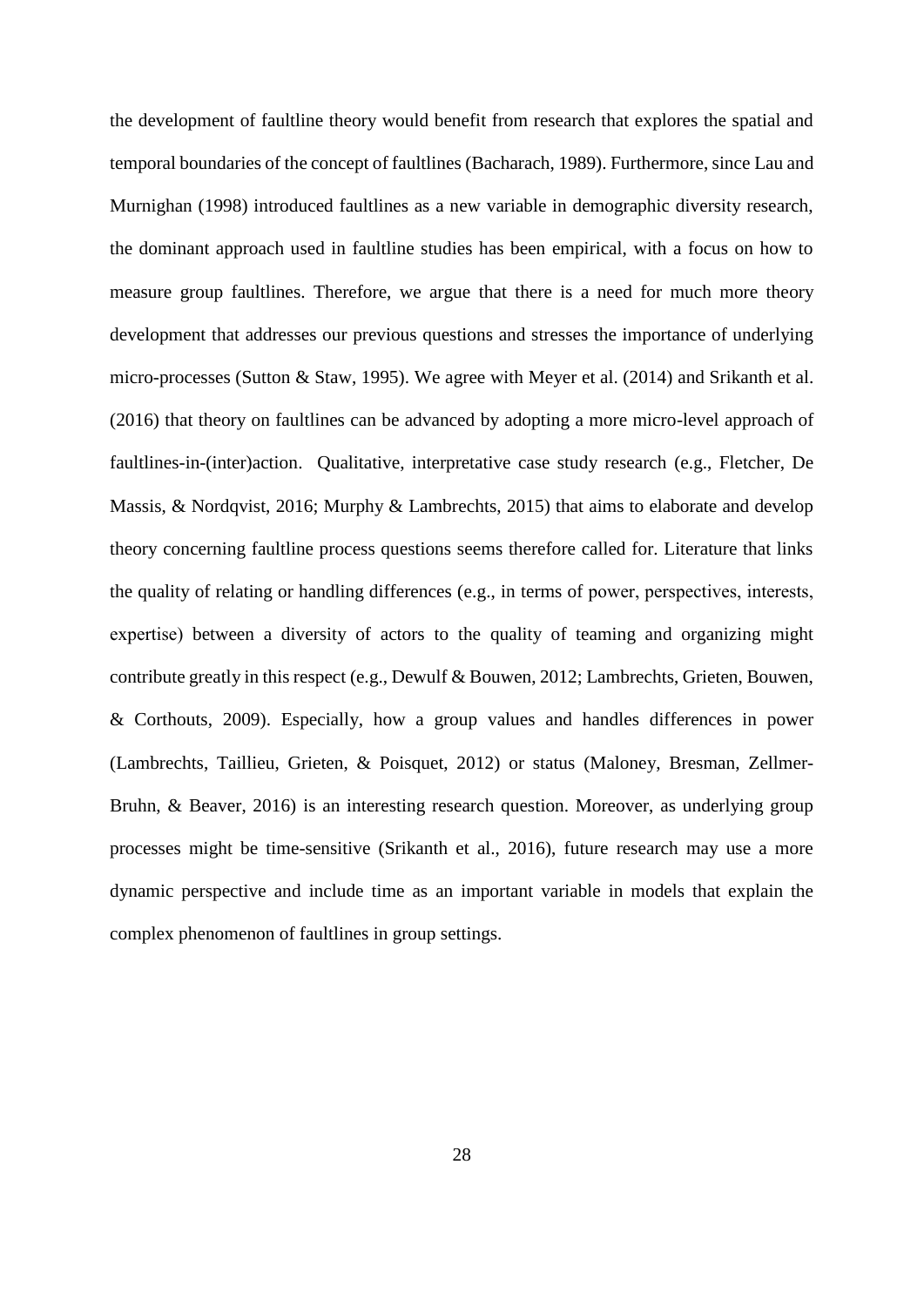the development of faultline theory would benefit from research that explores the spatial and temporal boundaries of the concept of faultlines (Bacharach, 1989). Furthermore, since Lau and Murnighan (1998) introduced faultlines as a new variable in demographic diversity research, the dominant approach used in faultline studies has been empirical, with a focus on how to measure group faultlines. Therefore, we argue that there is a need for much more theory development that addresses our previous questions and stresses the importance of underlying micro-processes (Sutton & Staw, 1995). We agree with Meyer et al. (2014) and Srikanth et al. (2016) that theory on faultlines can be advanced by adopting a more micro-level approach of faultlines-in-(inter)action. Qualitative, interpretative case study research (e.g., Fletcher, De Massis, & Nordqvist, 2016; Murphy & Lambrechts, 2015) that aims to elaborate and develop theory concerning faultline process questions seems therefore called for. Literature that links the quality of relating or handling differences (e.g., in terms of power, perspectives, interests, expertise) between a diversity of actors to the quality of teaming and organizing might contribute greatly in this respect (e.g., Dewulf & Bouwen, 2012; Lambrechts, Grieten, Bouwen, & Corthouts, 2009). Especially, how a group values and handles differences in power (Lambrechts, Taillieu, Grieten, & Poisquet, 2012) or status (Maloney, Bresman, Zellmer-Bruhn, & Beaver, 2016) is an interesting research question. Moreover, as underlying group processes might be time-sensitive (Srikanth et al., 2016), future research may use a more dynamic perspective and include time as an important variable in models that explain the complex phenomenon of faultlines in group settings.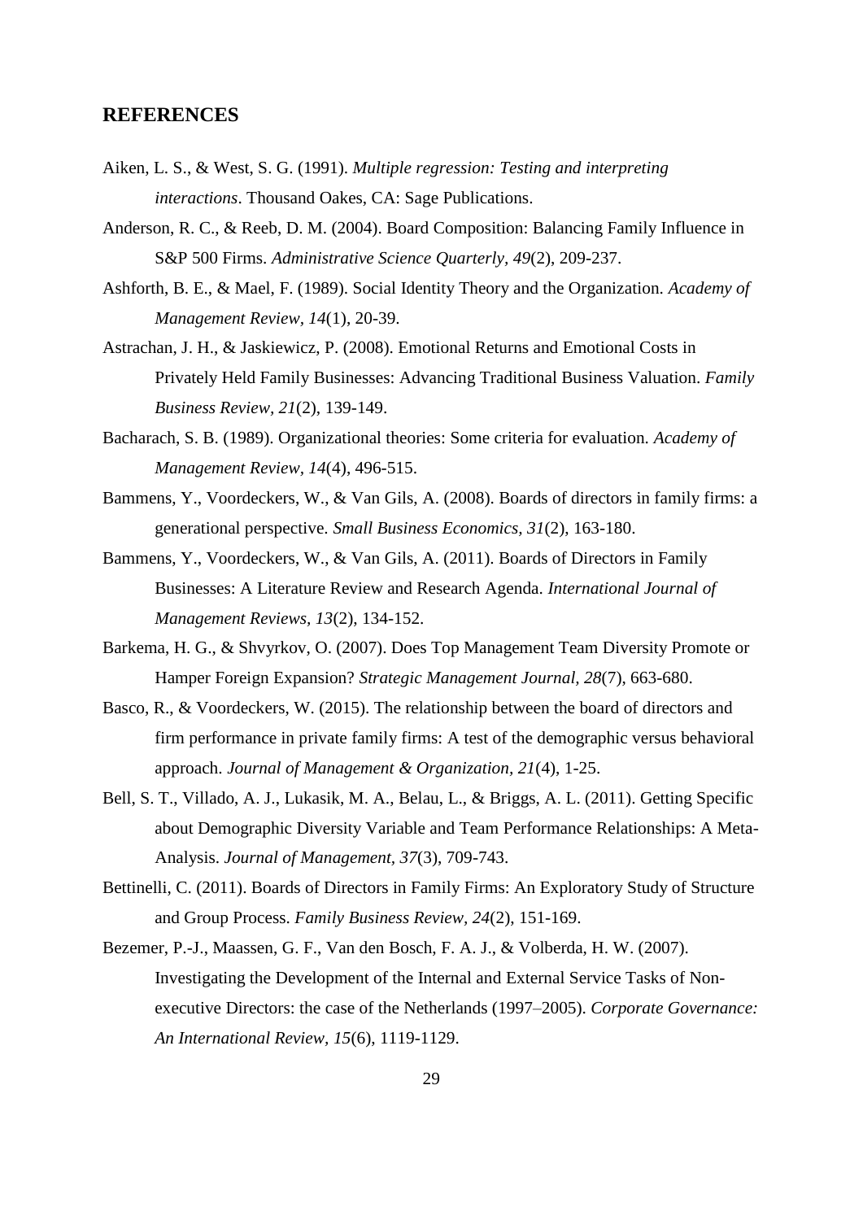## REFERENCES

Aiken, L. S., & West, S. G. (1991). *Multiple regression: Testing and interpreting interactions*. Thousand Oakes, CA: Sage Publications.

Anderson, R. C., & Reeb, D. M. (2004). Board Composition: Balancing Family Influence in S&P 500 Firms. *Administrative Science Quarterly, 49*(2), 209-237.

Ashforth, B. E., & Mael, F. (1989). Social Identity Theory and the Organization. *Academy of Management Review, 14*(1), 20-39.

Astrachan, J. H., & Jaskiewicz, P. (2008). Emotional Returns and Emotional Costs in Privately Held Family Businesses: Advancing Traditional Business Valuation. *Family Business Review, 21*(2), 139-149.

Bacharach, S. B. (1989). Organizational theories: Some criteria for evaluation. *Academy of Management Review, 14*(4), 496-515.

Bammens, Y., Voordeckers, W., & Van Gils, A. (2008). Boards of directors in family firms: a generational perspective. *Small Business Economics, 31*(2), 163-180.

Bammens, Y., Voordeckers, W., & Van Gils, A. (2011). Boards of Directors in Family Businesses: A Literature Review and Research Agenda. *International Journal of Management Reviews, 13*(2), 134-152.

Barkema, H. G., & Shvyrkov, O. (2007). Does Top Management Team Diversity Promote or Hamper Foreign Expansion? *Strategic Management Journal, 28*(7), 663-680.

Basco, R., & Voordeckers, W. (2015). The relationship between the board of directors and firm performance in private family firms: A test of the demographic versus behavioral approach. *Journal of Management & Organization, 21*(4), 1-25.

Bell, S. T., Villado, A. J., Lukasik, M. A., Belau, L., & Briggs, A. L. (2011). Getting Specific about Demographic Diversity Variable and Team Performance Relationships: A Meta-Analysis. *Journal of Management, 37*(3), 709-743.

Bettinelli, C. (2011). Boards of Directors in Family Firms: An Exploratory Study of Structure and Group Process. *Family Business Review, 24*(2), 151-169.

Bezemer, P.-J., Maassen, G. F., Van den Bosch, F. A. J., & Volberda, H. W. (2007). Investigating the Development of the Internal and External Service Tasks of Non-executive Directors: the case of the Netherlands (1997–2005). *Corporate Governance: An International Review, 15*(6), 1119-1129.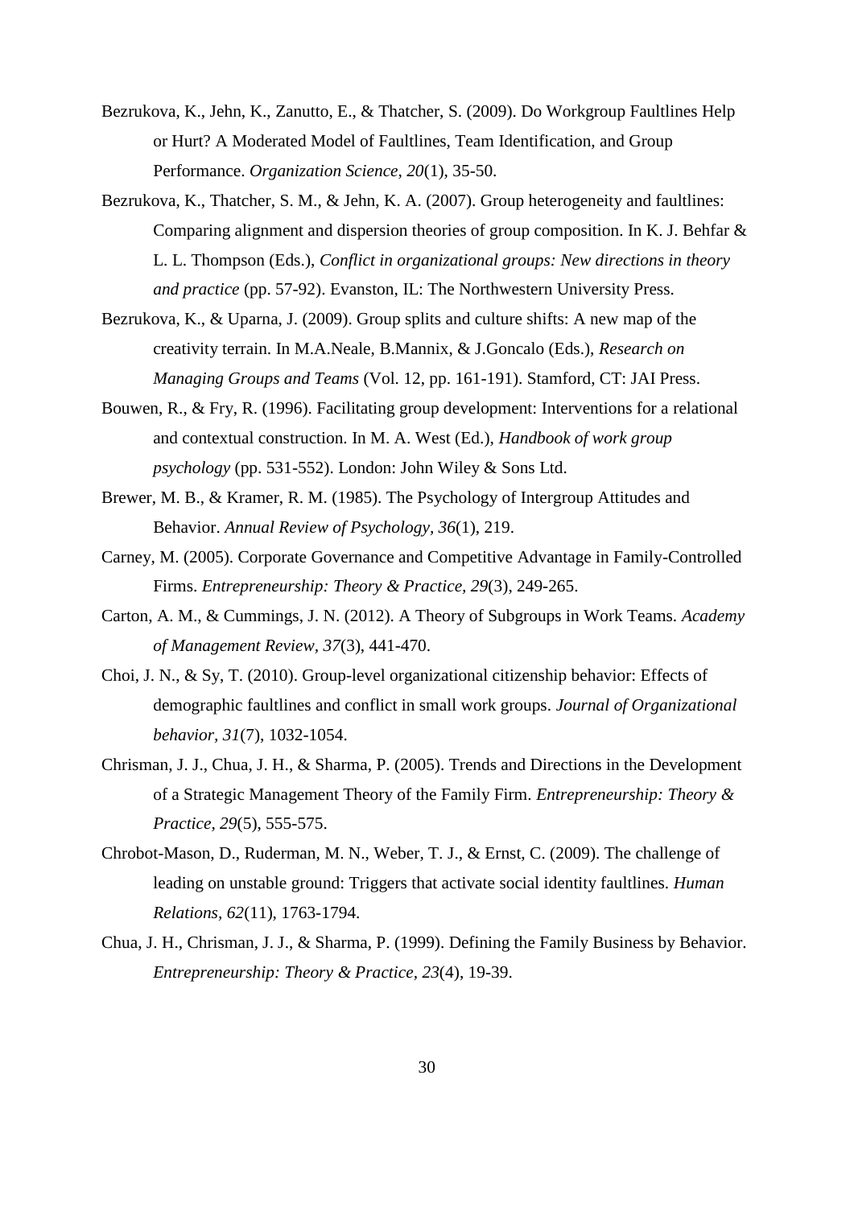Bezrukova, K., Jehn, K., Zanutto, E., & Thatcher, S. (2009). Do Workgroup Faultlines Help or Hurt? A Moderated Model of Faultlines, Team Identification, and Group Performance. *Organization Science, 20*(1), 35-50.

Bezrukova, K., Thatcher, S. M., & Jehn, K. A. (2007). Group heterogeneity and faultlines: Comparing alignment and dispersion theories of group composition. In K. J. Behfar & L. L. Thompson (Eds.), *Conflict in organizational groups: New directions in theory and practice* (pp. 57-92). Evanston, IL: The Northwestern University Press.

Bezrukova, K., & Uparna, J. (2009). Group splits and culture shifts: A new map of the creativity terrain. In M.A.Neale, B.Mannix, & J.Goncalo (Eds.), *Research on Managing Groups and Teams* (Vol. 12, pp. 161-191). Stamford, CT: JAI Press.

Bouwen, R., & Fry, R. (1996). Facilitating group development: Interventions for a relational and contextual construction. In M. A. West (Ed.), *Handbook of work group psychology* (pp. 531-552). London: John Wiley & Sons Ltd.

Brewer, M. B., & Kramer, R. M. (1985). The Psychology of Intergroup Attitudes and Behavior. *Annual Review of Psychology, 36*(1), 219.

Carney, M. (2005). Corporate Governance and Competitive Advantage in Family-Controlled Firms. *Entrepreneurship: Theory & Practice, 29*(3), 249-265.

Carton, A. M., & Cummings, J. N. (2012). A Theory of Subgroups in Work Teams. *Academy of Management Review, 37*(3), 441-470.

Choi, J. N., & Sy, T. (2010). Group-level organizational citizenship behavior: Effects of demographic faultlines and conflict in small work groups. *Journal of Organizational behavior, 31*(7), 1032-1054.

Chrisman, J. J., Chua, J. H., & Sharma, P. (2005). Trends and Directions in the Development of a Strategic Management Theory of the Family Firm. *Entrepreneurship: Theory & Practice, 29*(5), 555-575.

Chrobot-Mason, D., Ruderman, M. N., Weber, T. J., & Ernst, C. (2009). The challenge of leading on unstable ground: Triggers that activate social identity faultlines. *Human Relations, 62*(11), 1763-1794.

Chua, J. H., Chrisman, J. J., & Sharma, P. (1999). Defining the Family Business by Behavior. *Entrepreneurship: Theory & Practice, 23*(4), 19-39.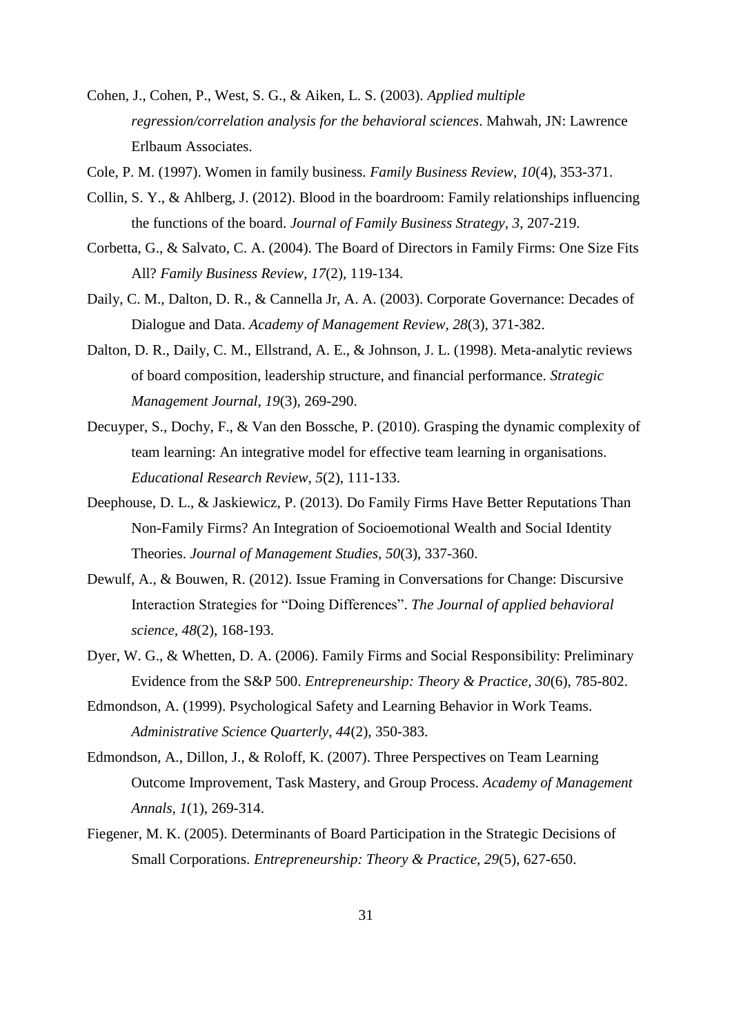Cohen, J., Cohen, P., West, S. G., & Aiken, L. S. (2003). *Applied multiple regression/correlation analysis for the behavioral sciences*. Mahwah, JN: Lawrence Erlbaum Associates.

Cole, P. M. (1997). Women in family business. *Family Business Review*, *10*(4), 353-371.

Collin, S. Y., & Ahlberg, J. (2012). Blood in the boardroom: Family relationships influencing the functions of the board. *Journal of Family Business Strategy, 3*, 207-219.

Corbetta, G., & Salvato, C. A. (2004). The Board of Directors in Family Firms: One Size Fits All? *Family Business Review*, *17*(2), 119-134.

Daily, C. M., Dalton, D. R., & Cannella Jr, A. A. (2003). Corporate Governance: Decades of Dialogue and Data. *Academy of Management Review, 28*(3), 371-382.

Dalton, D. R., Daily, C. M., Ellstrand, A. E., & Johnson, J. L. (1998). Meta-analytic reviews of board composition, leadership structure, and financial performance. *Strategic Management Journal*, *19*(3), 269-290.

Decuyper, S., Dochy, F., & Van den Bossche, P. (2010). Grasping the dynamic complexity of team learning: An integrative model for effective team learning in organisations. *Educational Research Review*, *5*(2), 111-133.

Deephouse, D. L., & Jaskiewicz, P. (2013). Do Family Firms Have Better Reputations Than Non-Family Firms? An Integration of Socioemotional Wealth and Social Identity Theories. *Journal of Management Studies*, *50*(3), 337-360.

Dewulf, A., & Bouwen, R. (2012). Issue Framing in Conversations for Change: Discursive Interaction Strategies for "Doing Differences". *The Journal of applied behavioral science*, *48*(2), 168-193.

Dyer, W. G., & Whetten, D. A. (2006). Family Firms and Social Responsibility: Preliminary Evidence from the S&P 500. *Entrepreneurship: Theory & Practice*, *30*(6), 785-802.

Edmondson, A. (1999). Psychological Safety and Learning Behavior in Work Teams. *Administrative Science Quarterly, 44*(2), 350-383.

Edmondson, A., Dillon, J., & Roloff, K. (2007). Three Perspectives on Team Learning Outcome Improvement, Task Mastery, and Group Process. *Academy of Management Annals*, *1*(1), 269-314.

Fiegener, M. K. (2005). Determinants of Board Participation in the Strategic Decisions of Small Corporations. *Entrepreneurship: Theory & Practice, 29*(5), 627-650.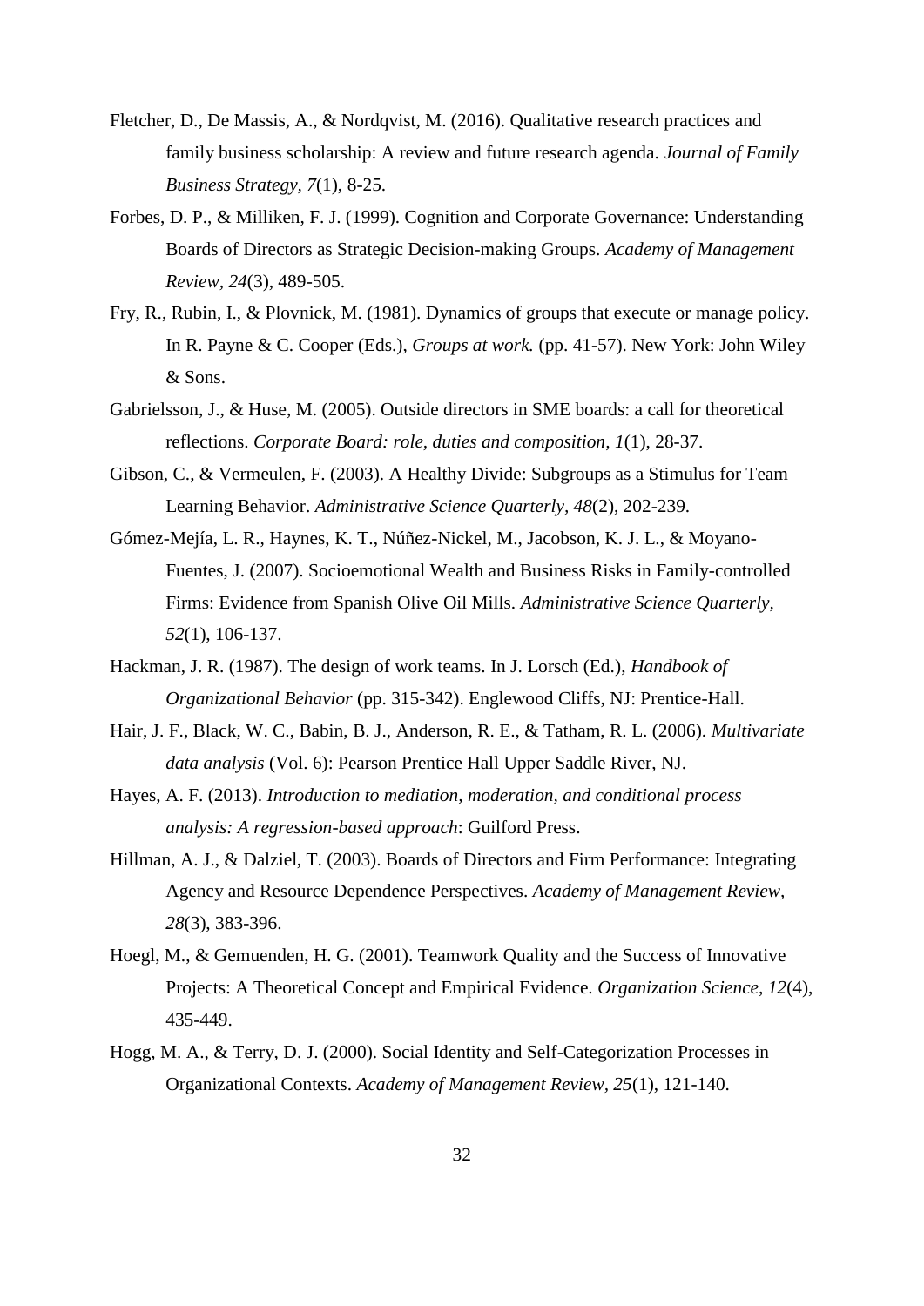Fletcher, D., De Massis, A., & Nordqvist, M. (2016). Qualitative research practices and family business scholarship: A review and future research agenda. *Journal of Family Business Strategy, 7*(1), 8-25.

Forbes, D. P., & Milliken, F. J. (1999). Cognition and Corporate Governance: Understanding Boards of Directors as Strategic Decision-making Groups. *Academy of Management Review, 24*(3), 489-505.

Fry, R., Rubin, I., & Plovnick, M. (1981). Dynamics of groups that execute or manage policy. In R. Payne & C. Cooper (Eds.), *Groups at work.* (pp. 41-57). New York: John Wiley & Sons.

Gabrielsson, J., & Huse, M. (2005). Outside directors in SME boards: a call for theoretical reflections. *Corporate Board: role, duties and composition, 1*(1), 28-37.

Gibson, C., & Vermeulen, F. (2003). A Healthy Divide: Subgroups as a Stimulus for Team Learning Behavior. *Administrative Science Quarterly, 48*(2), 202-239.

Gómez-Mejía, L. R., Haynes, K. T., Núñez-Nickel, M., Jacobson, K. J. L., & Moyano-Fuentes, J. (2007). Socioemotional Wealth and Business Risks in Family-controlled Firms: Evidence from Spanish Olive Oil Mills. *Administrative Science Quarterly, 52*(1), 106-137.

Hackman, J. R. (1987). The design of work teams. In J. Lorsch (Ed.), *Handbook of Organizational Behavior* (pp. 315-342). Englewood Cliffs, NJ: Prentice-Hall.

Hair, J. F., Black, W. C., Babin, B. J., Anderson, R. E., & Tatham, R. L. (2006). *Multivariate data analysis* (Vol. 6): Pearson Prentice Hall Upper Saddle River, NJ.

Hayes, A. F. (2013). *Introduction to mediation, moderation, and conditional process analysis: A regression-based approach*: Guilford Press.

Hillman, A. J., & Dalziel, T. (2003). Boards of Directors and Firm Performance: Integrating Agency and Resource Dependence Perspectives. *Academy of Management Review, 28*(3), 383-396.

Hoegl, M., & Gemuenden, H. G. (2001). Teamwork Quality and the Success of Innovative Projects: A Theoretical Concept and Empirical Evidence. *Organization Science, 12*(4), 435-449.

Hogg, M. A., & Terry, D. J. (2000). Social Identity and Self-Categorization Processes in Organizational Contexts. *Academy of Management Review, 25*(1), 121-140.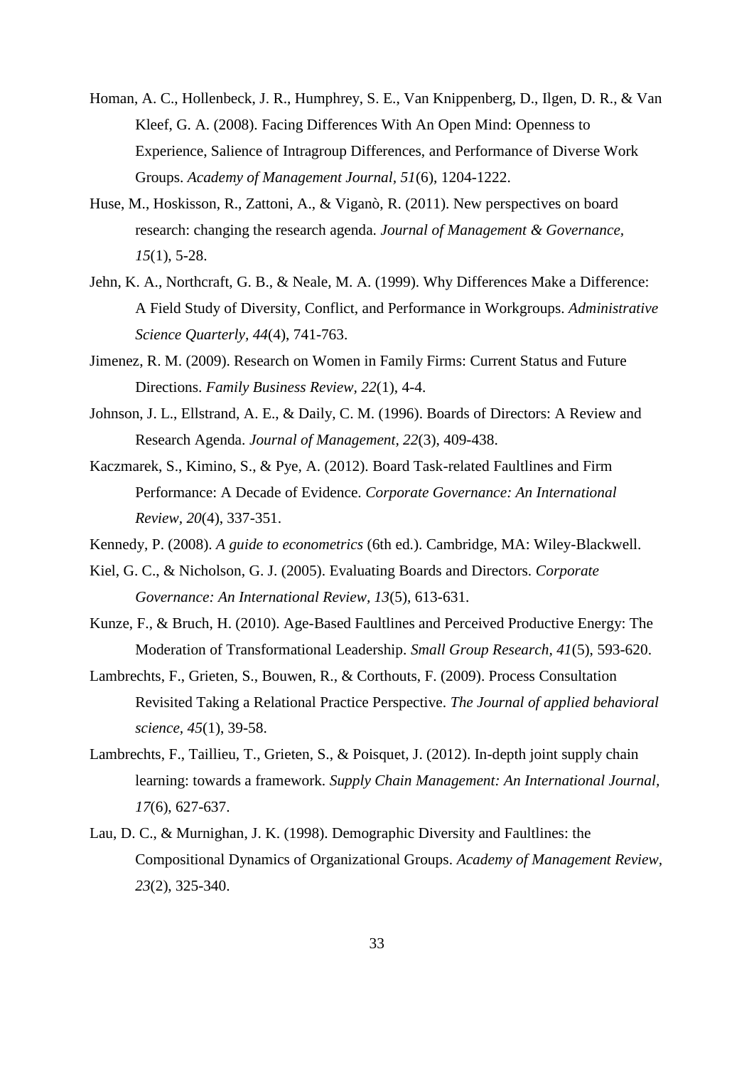Homan, A. C., Hollenbeck, J. R., Humphrey, S. E., Van Knippenberg, D., Ilgen, D. R., & Van Kleef, G. A. (2008). Facing Differences With An Open Mind: Openness to Experience, Salience of Intragroup Differences, and Performance of Diverse Work Groups. *Academy of Management Journal, 51*(6), 1204-1222.

Huse, M., Hoskisson, R., Zattoni, A., & Viganò, R. (2011). New perspectives on board research: changing the research agenda. *Journal of Management & Governance, 15*(1), 5-28.

Jehn, K. A., Northcraft, G. B., & Neale, M. A. (1999). Why Differences Make a Difference: A Field Study of Diversity, Conflict, and Performance in Workgroups. *Administrative Science Quarterly, 44*(4), 741-763.

Jimenez, R. M. (2009). Research on Women in Family Firms: Current Status and Future Directions. *Family Business Review, 22*(1), 4-4.

Johnson, J. L., Ellstrand, A. E., & Daily, C. M. (1996). Boards of Directors: A Review and Research Agenda. *Journal of Management, 22*(3), 409-438.

Kaczmarek, S., Kimino, S., & Pye, A. (2012). Board Task-related Faultlines and Firm Performance: A Decade of Evidence. *Corporate Governance: An International Review, 20*(4), 337-351.

Kennedy, P. (2008). *A guide to econometrics* (6th ed.). Cambridge, MA: Wiley-Blackwell.

Kiel, G. C., & Nicholson, G. J. (2005). Evaluating Boards and Directors. *Corporate Governance: An International Review, 13*(5), 613-631.

Kunze, F., & Bruch, H. (2010). Age-Based Faultlines and Perceived Productive Energy: The Moderation of Transformational Leadership. *Small Group Research, 41*(5), 593-620.

Lambrechts, F., Grieten, S., Bouwen, R., & Corthouts, F. (2009). Process Consultation Revisited Taking a Relational Practice Perspective. *The Journal of applied behavioral science, 45*(1), 39-58.

Lambrechts, F., Taillieu, T., Grieten, S., & Poisquet, J. (2012). In-depth joint supply chain learning: towards a framework. *Supply Chain Management: An International Journal, 17*(6), 627-637.

Lau, D. C., & Murnighan, J. K. (1998). Demographic Diversity and Faultlines: the Compositional Dynamics of Organizational Groups. *Academy of Management Review, 23*(2), 325-340.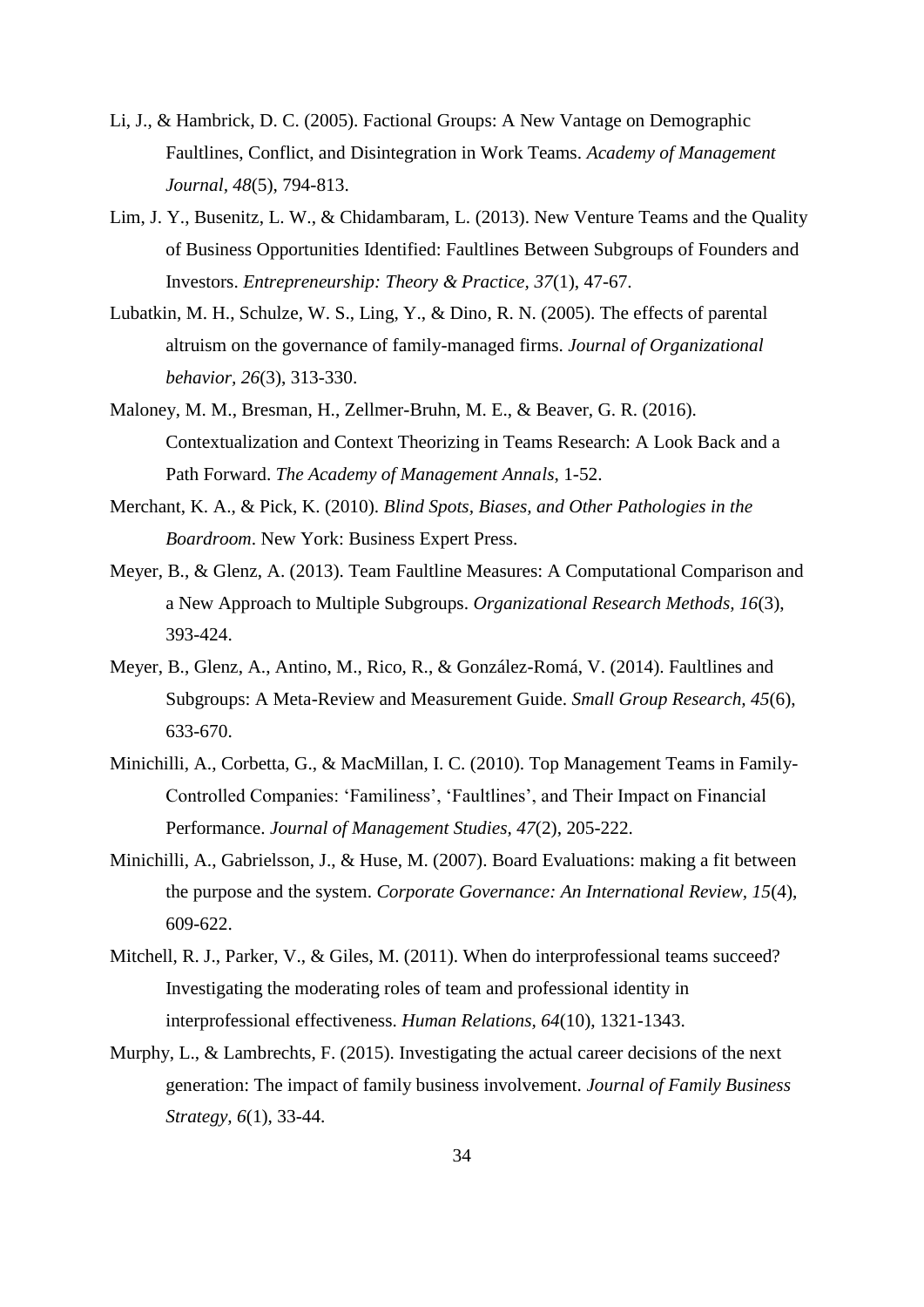Li, J., & Hambrick, D. C. (2005). Factional Groups: A New Vantage on Demographic Faultlines, Conflict, and Disintegration in Work Teams. *Academy of Management Journal, 48*(5), 794-813.

Lim, J. Y., Busenitz, L. W., & Chidambaram, L. (2013). New Venture Teams and the Quality of Business Opportunities Identified: Faultlines Between Subgroups of Founders and Investors. *Entrepreneurship: Theory & Practice, 37*(1), 47-67.

Lubatkin, M. H., Schulze, W. S., Ling, Y., & Dino, R. N. (2005). The effects of parental altruism on the governance of family-managed firms. *Journal of Organizational behavior, 26*(3), 313-330.

Maloney, M. M., Bresman, H., Zellmer-Bruhn, M. E., & Beaver, G. R. (2016). Contextualization and Context Theorizing in Teams Research: A Look Back and a Path Forward. *The Academy of Management Annals*, 1-52.

Merchant, K. A., & Pick, K. (2010). *Blind Spots, Biases, and Other Pathologies in the Boardroom*. New York: Business Expert Press.

Meyer, B., & Glenz, A. (2013). Team Faultline Measures: A Computational Comparison and a New Approach to Multiple Subgroups. *Organizational Research Methods, 16*(3), 393-424.

Meyer, B., Glenz, A., Antino, M., Rico, R., & González-Romá, V. (2014). Faultlines and Subgroups: A Meta-Review and Measurement Guide. *Small Group Research, 45*(6), 633-670.

Minichilli, A., Corbetta, G., & MacMillan, I. C. (2010). Top Management Teams in Family-Controlled Companies: 'Familiness', 'Faultlines', and Their Impact on Financial Performance. *Journal of Management Studies, 47*(2), 205-222.

Minichilli, A., Gabrielsson, J., & Huse, M. (2007). Board Evaluations: making a fit between the purpose and the system. *Corporate Governance: An International Review, 15*(4), 609-622.

Mitchell, R. J., Parker, V., & Giles, M. (2011). When do interprofessional teams succeed? Investigating the moderating roles of team and professional identity in interprofessional effectiveness. *Human Relations, 64*(10), 1321-1343.

Murphy, L., & Lambrechts, F. (2015). Investigating the actual career decisions of the next generation: The impact of family business involvement. *Journal of Family Business Strategy, 6*(1), 33-44.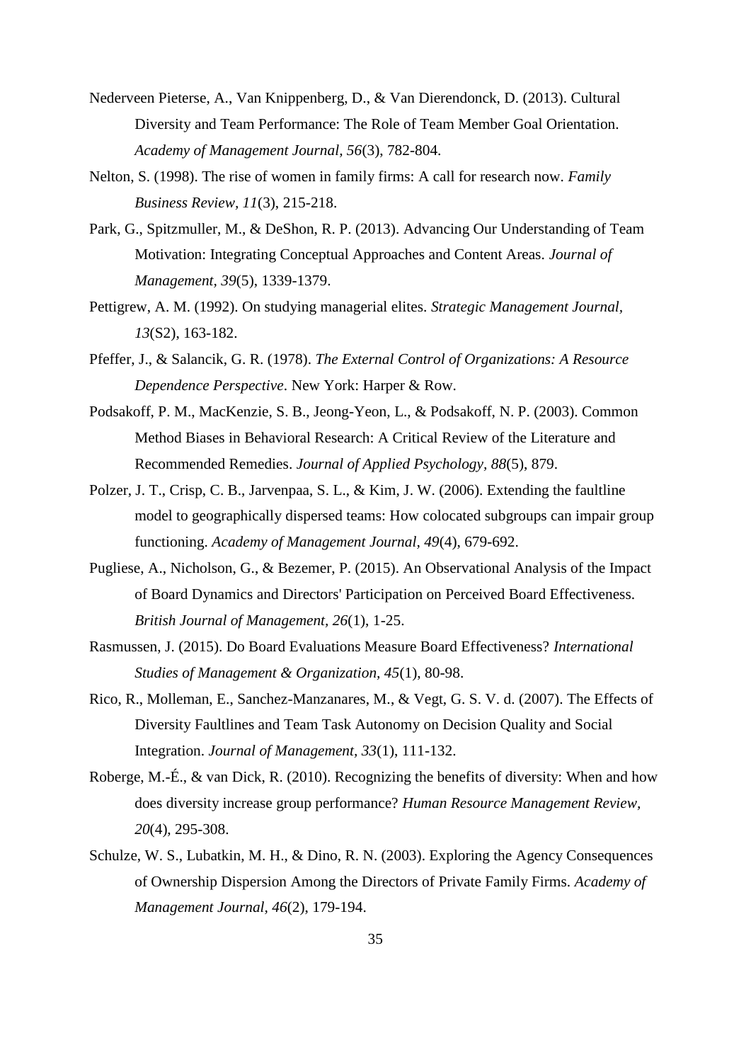Nederveen Pieterse, A., Van Knippenberg, D., & Van Dierendonck, D. (2013). Cultural Diversity and Team Performance: The Role of Team Member Goal Orientation. *Academy of Management Journal, 56*(3), 782-804.

Nelton, S. (1998). The rise of women in family firms: A call for research now. *Family Business Review, 11*(3), 215-218.

Park, G., Spitzmuller, M., & DeShon, R. P. (2013). Advancing Our Understanding of Team Motivation: Integrating Conceptual Approaches and Content Areas. *Journal of Management, 39*(5), 1339-1379.

Pettigrew, A. M. (1992). On studying managerial elites. *Strategic Management Journal, 13*(S2), 163-182.

Pfeffer, J., & Salancik, G. R. (1978). *The External Control of Organizations: A Resource Dependence Perspective*. New York: Harper & Row.

Podsakoff, P. M., MacKenzie, S. B., Jeong-Yeon, L., & Podsakoff, N. P. (2003). Common Method Biases in Behavioral Research: A Critical Review of the Literature and Recommended Remedies. *Journal of Applied Psychology, 88*(5), 879.

Polzer, J. T., Crisp, C. B., Jarvenpaa, S. L., & Kim, J. W. (2006). Extending the faultline model to geographically dispersed teams: How colocated subgroups can impair group functioning. *Academy of Management Journal, 49*(4), 679-692.

Pugliese, A., Nicholson, G., & Bezemer, P. (2015). An Observational Analysis of the Impact of Board Dynamics and Directors' Participation on Perceived Board Effectiveness. *British Journal of Management, 26*(1), 1-25.

Rasmussen, J. (2015). Do Board Evaluations Measure Board Effectiveness? *International Studies of Management & Organization, 45*(1), 80-98.

Rico, R., Molleman, E., Sanchez-Manzanares, M., & Vegt, G. S. V. d. (2007). The Effects of Diversity Faultlines and Team Task Autonomy on Decision Quality and Social Integration. *Journal of Management, 33*(1), 111-132.

Roberge, M.-É., & van Dick, R. (2010). Recognizing the benefits of diversity: When and how does diversity increase group performance? *Human Resource Management Review, 20*(4), 295-308.

Schulze, W. S., Lubatkin, M. H., & Dino, R. N. (2003). Exploring the Agency Consequences of Ownership Dispersion Among the Directors of Private Family Firms. *Academy of Management Journal, 46*(2), 179-194.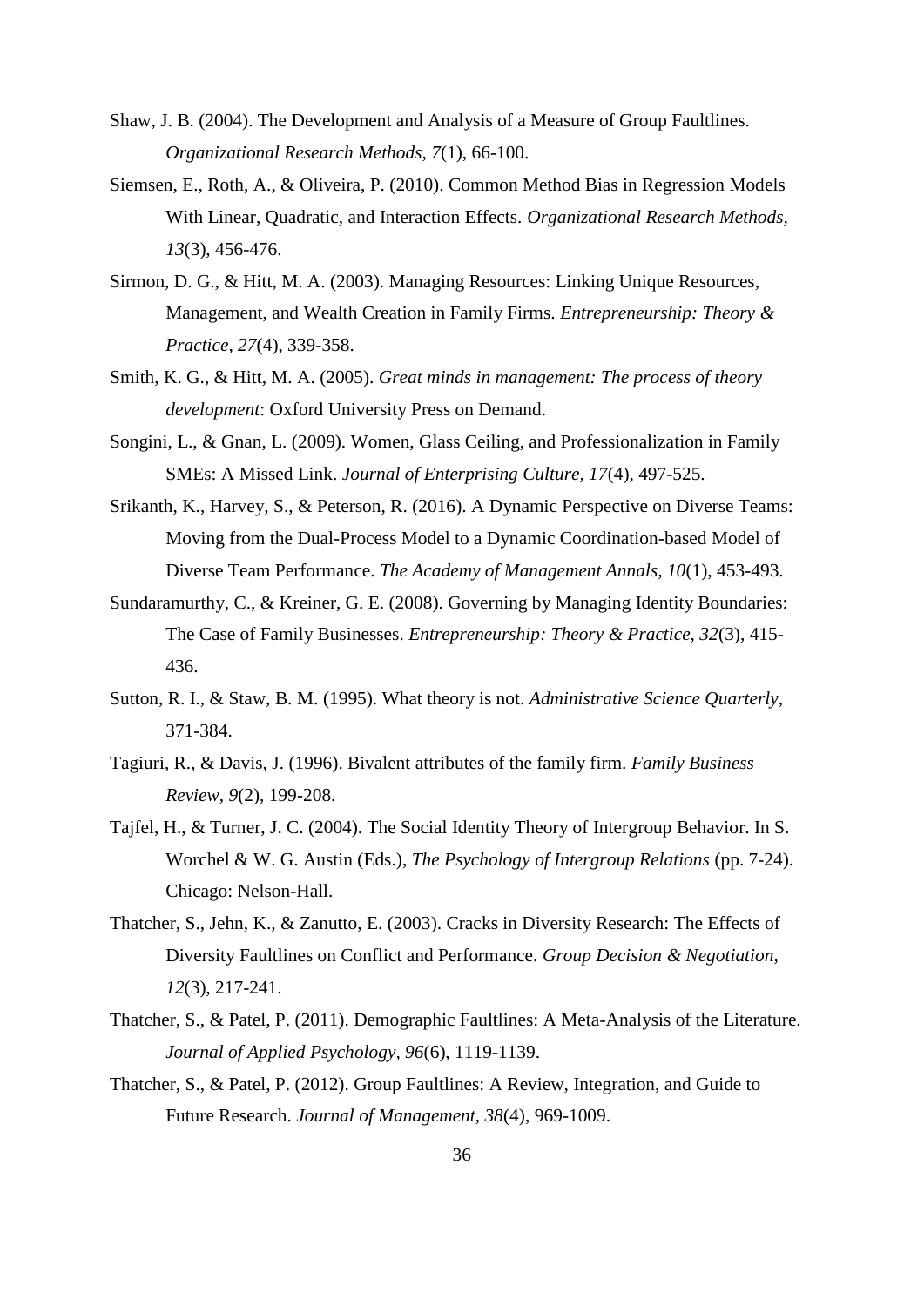Shaw, J. B. (2004). The Development and Analysis of a Measure of Group Faultlines. *Organizational Research Methods, 7*(1), 66-100.

Siemsen, E., Roth, A., & Oliveira, P. (2010). Common Method Bias in Regression Models With Linear, Quadratic, and Interaction Effects. *Organizational Research Methods, 13*(3), 456-476.

Sirmon, D. G., & Hitt, M. A. (2003). Managing Resources: Linking Unique Resources, Management, and Wealth Creation in Family Firms. *Entrepreneurship: Theory & Practice, 27*(4), 339-358.

Smith, K. G., & Hitt, M. A. (2005). *Great minds in management: The process of theory development*: Oxford University Press on Demand.

Songini, L., & Gnan, L. (2009). Women, Glass Ceiling, and Professionalization in Family SMEs: A Missed Link. *Journal of Enterprising Culture, 17*(4), 497-525.

Srikanth, K., Harvey, S., & Peterson, R. (2016). A Dynamic Perspective on Diverse Teams: Moving from the Dual-Process Model to a Dynamic Coordination-based Model of Diverse Team Performance. *The Academy of Management Annals, 10*(1), 453-493.

Sundaramurthy, C., & Kreiner, G. E. (2008). Governing by Managing Identity Boundaries: The Case of Family Businesses. *Entrepreneurship: Theory & Practice, 32*(3), 415-436.

Sutton, R. I., & Staw, B. M. (1995). What theory is not. *Administrative Science Quarterly*, 371-384.

Tagiuri, R., & Davis, J. (1996). Bivalent attributes of the family firm. *Family Business Review, 9*(2), 199-208.

Tajfel, H., & Turner, J. C. (2004). The Social Identity Theory of Intergroup Behavior. In S. Worchel & W. G. Austin (Eds.), *The Psychology of Intergroup Relations* (pp. 7-24). Chicago: Nelson-Hall.

Thatcher, S., Jehn, K., & Zanutto, E. (2003). Cracks in Diversity Research: The Effects of Diversity Faultlines on Conflict and Performance. *Group Decision & Negotiation, 12*(3), 217-241.

Thatcher, S., & Patel, P. (2011). Demographic Faultlines: A Meta-Analysis of the Literature. *Journal of Applied Psychology, 96*(6), 1119-1139.

Thatcher, S., & Patel, P. (2012). Group Faultlines: A Review, Integration, and Guide to Future Research. *Journal of Management, 38*(4), 969-1009.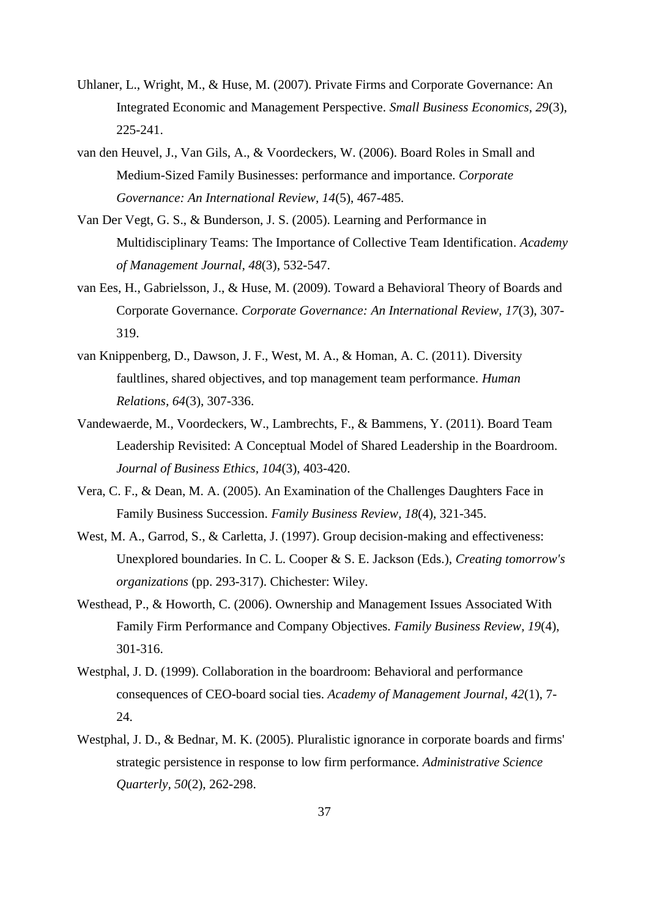Uhlaner, L., Wright, M., & Huse, M. (2007). Private Firms and Corporate Governance: An Integrated Economic and Management Perspective. *Small Business Economics, 29*(3), 225-241.

van den Heuvel, J., Van Gils, A., & Voordeckers, W. (2006). Board Roles in Small and Medium-Sized Family Businesses: performance and importance. *Corporate Governance: An International Review, 14*(5), 467-485.

Van Der Vegt, G. S., & Bunderson, J. S. (2005). Learning and Performance in Multidisciplinary Teams: The Importance of Collective Team Identification. *Academy of Management Journal, 48*(3), 532-547.

van Ees, H., Gabrielsson, J., & Huse, M. (2009). Toward a Behavioral Theory of Boards and Corporate Governance. *Corporate Governance: An International Review, 17*(3), 307-319.

van Knippenberg, D., Dawson, J. F., West, M. A., & Homan, A. C. (2011). Diversity faultlines, shared objectives, and top management team performance. *Human Relations, 64*(3), 307-336.

Vandewaerde, M., Voordeckers, W., Lambrechts, F., & Bammens, Y. (2011). Board Team Leadership Revisited: A Conceptual Model of Shared Leadership in the Boardroom. *Journal of Business Ethics, 104*(3), 403-420.

Vera, C. F., & Dean, M. A. (2005). An Examination of the Challenges Daughters Face in Family Business Succession. *Family Business Review, 18*(4), 321-345.

West, M. A., Garrod, S., & Carletta, J. (1997). Group decision-making and effectiveness: Unexplored boundaries. In C. L. Cooper & S. E. Jackson (Eds.), *Creating tomorrow's organizations* (pp. 293-317). Chichester: Wiley.

Westhead, P., & Howorth, C. (2006). Ownership and Management Issues Associated With Family Firm Performance and Company Objectives. *Family Business Review, 19*(4), 301-316.

Westphal, J. D. (1999). Collaboration in the boardroom: Behavioral and performance consequences of CEO-board social ties. *Academy of Management Journal, 42*(1), 7-24.

Westphal, J. D., & Bednar, M. K. (2005). Pluralistic ignorance in corporate boards and firms' strategic persistence in response to low firm performance. *Administrative Science Quarterly, 50*(2), 262-298.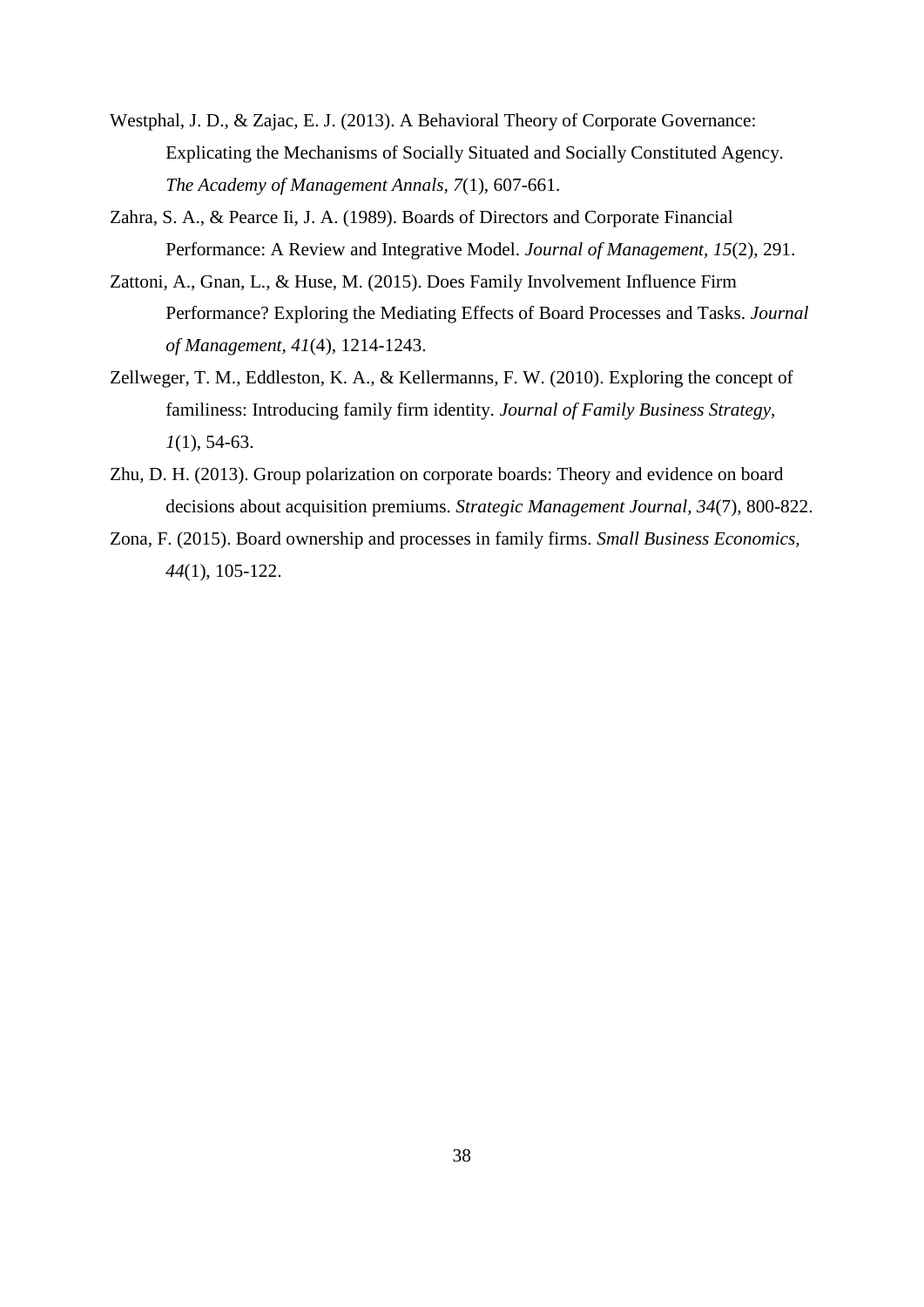Westphal, J. D., & Zajac, E. J. (2013). A Behavioral Theory of Corporate Governance: Explicating the Mechanisms of Socially Situated and Socially Constituted Agency. *The Academy of Management Annals, 7*(1), 607-661.

Zahra, S. A., & Pearce Ii, J. A. (1989). Boards of Directors and Corporate Financial Performance: A Review and Integrative Model. *Journal of Management, 15*(2), 291.

Zattoni, A., Gnan, L., & Huse, M. (2015). Does Family Involvement Influence Firm Performance? Exploring the Mediating Effects of Board Processes and Tasks. *Journal of Management, 41*(4), 1214-1243.

Zellweger, T. M., Eddleston, K. A., & Kellermanns, F. W. (2010). Exploring the concept of familiness: Introducing family firm identity. *Journal of Family Business Strategy, 1*(1), 54-63.

Zhu, D. H. (2013). Group polarization on corporate boards: Theory and evidence on board decisions about acquisition premiums. *Strategic Management Journal, 34*(7), 800-822.

Zona, F. (2015). Board ownership and processes in family firms. *Small Business Economics, 44*(1), 105-122.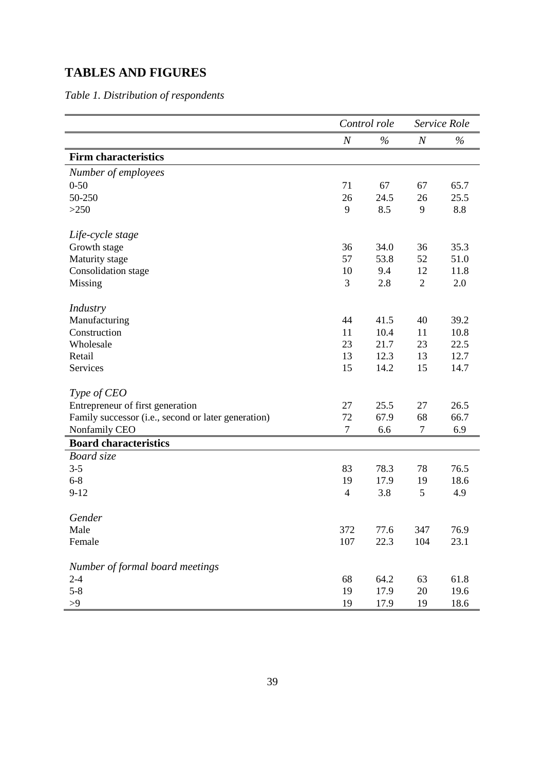## TABLES AND FIGURES

*Table 1. Distribution of respondents*

| | *Control role* | | *Service Role* | |
|---|---|---|---|---|
| | *N* | *%* | *N* | *%* |
| **Firm characteristics** | | | | |
| *Number of employees* | | | | |
| 0-50 | 71 | 67 | 67 | 65.7 |
| 50-250 | 26 | 24.5 | 26 | 25.5 |
| >250 | 9 | 8.5 | 9 | 8.8 |
| *Life-cycle stage* | | | | |
| Growth stage | 36 | 34.0 | 36 | 35.3 |
| Maturity stage | 57 | 53.8 | 52 | 51.0 |
| Consolidation stage | 10 | 9.4 | 12 | 11.8 |
| Missing | 3 | 2.8 | 2 | 2.0 |
| *Industry* | | | | |
| Manufacturing | 44 | 41.5 | 40 | 39.2 |
| Construction | 11 | 10.4 | 11 | 10.8 |
| Wholesale | 23 | 21.7 | 23 | 22.5 |
| Retail | 13 | 12.3 | 13 | 12.7 |
| Services | 15 | 14.2 | 15 | 14.7 |
| *Type of CEO* | | | | |
| Entrepreneur of first generation | 27 | 25.5 | 27 | 26.5 |
| Family successor (i.e., second or later generation) | 72 | 67.9 | 68 | 66.7 |
| Nonfamily CEO | 7 | 6.6 | 7 | 6.9 |
| **Board characteristics** | | | | |
| *Board size* | | | | |
| 3-5 | 83 | 78.3 | 78 | 76.5 |
| 6-8 | 19 | 17.9 | 19 | 18.6 |
| 9-12 | 4 | 3.8 | 5 | 4.9 |
| *Gender* | | | | |
| Male | 372 | 77.6 | 347 | 76.9 |
| Female | 107 | 22.3 | 104 | 23.1 |
| *Number of formal board meetings* | | | | |
| 2-4 | 68 | 64.2 | 63 | 61.8 |
| 5-8 | 19 | 17.9 | 20 | 19.6 |
| >9 | 19 | 17.9 | 19 | 18.6 |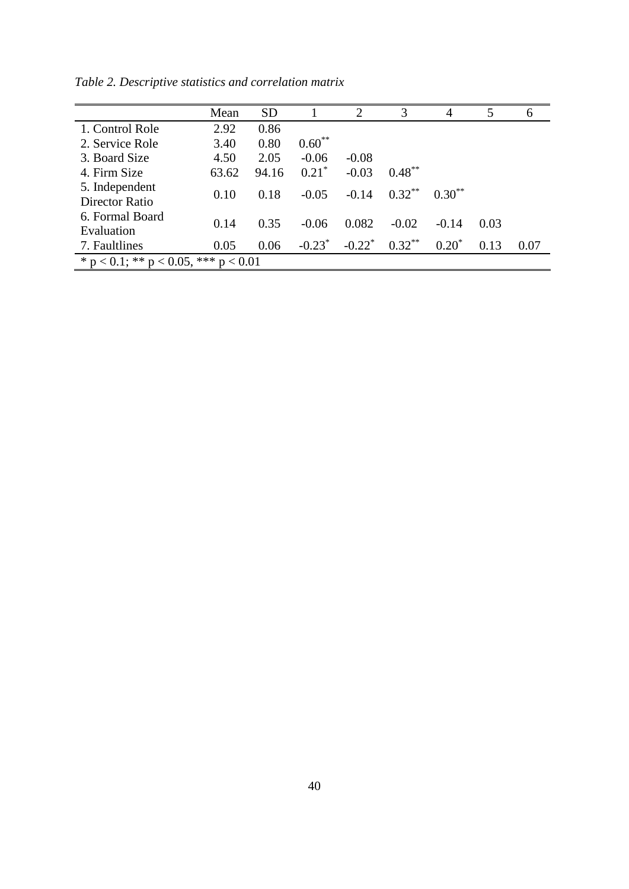*Table 2. Descriptive statistics and correlation matrix*

| | Mean | SD | 1 | 2 | 3 | 4 | 5 | 6 |
|---|---|---|---|---|---|---|---|---|
| 1. Control Role | 2.92 | 0.86 | | | | | | |
| 2. Service Role | 3.40 | 0.80 | $0.60^{**}$ | | | | | |
| 3. Board Size | 4.50 | 2.05 | -0.06 | -0.08 | | | | |
| 4. Firm Size | 63.62 | 94.16 | $0.21^{*}$ | -0.03 | $0.48^{**}$ | | | |
| 5. Independent Director Ratio | 0.10 | 0.18 | -0.05 | -0.14 | $0.32^{**}$ | $0.30^{**}$ | | |
| 6. Formal Board Evaluation | 0.14 | 0.35 | -0.06 | 0.082 | -0.02 | -0.14 | 0.03 | |
| 7. Faultlines | 0.05 | 0.06 | $-0.23^{*}$ | $-0.22^{*}$ | $0.32^{**}$ | $0.20^{*}$ | 0.13 | 0.07 |

* $p < 0.1$; ** $p < 0.05$, *** $p < 0.01$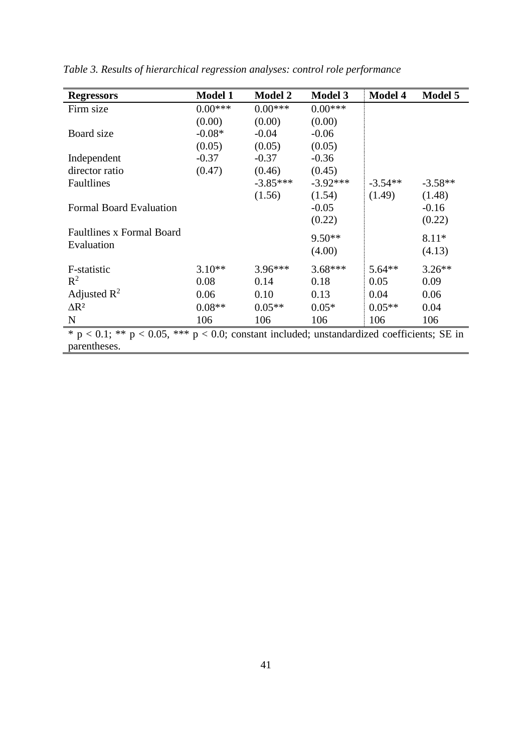*Table 3. Results of hierarchical regression analyses: control role performance*

| **Regressors** | **Model 1** | **Model 2** | **Model 3** | **Model 4** | **Model 5** |
|---|---|---|---|---|---|
| Firm size | 0.00*** | 0.00*** | 0.00*** | | |
| | (0.00) | (0.00) | (0.00) | | |
| Board size | -0.08* | -0.04 | -0.06 | | |
| | (0.05) | (0.05) | (0.05) | | |
| Independent director ratio | -0.37 | -0.37 | -0.36 | | |
| | (0.47) | (0.46) | (0.45) | | |
| Faultlines | | -3.85*** | -3.92*** | -3.54** | -3.58** |
| | | (1.56) | (1.54) | (1.49) | (1.48) |
| Formal Board Evaluation | | | -0.05 | | -0.16 |
| | | | (0.22) | | (0.22) |
| Faultlines x Formal Board Evaluation | | | 9.50** | | 8.11* |
| | | | (4.00) | | (4.13) |
| F-statistic | 3.10** | 3.96*** | 3.68*** | 5.64** | 3.26** |
| $R^2$ | 0.08 | 0.14 | 0.18 | 0.05 | 0.09 |
| Adjusted $R^2$ | 0.06 | 0.10 | 0.13 | 0.04 | 0.06 |
| $\Delta R^2$ | 0.08** | 0.05** | 0.05* | 0.05** | 0.04 |
| N | 106 | 106 | 106 | 106 | 106 |

* $p < 0.1$; ** $p < 0.05$, *** $p < 0.0$; constant included; unstandardized coefficients; SE in parentheses.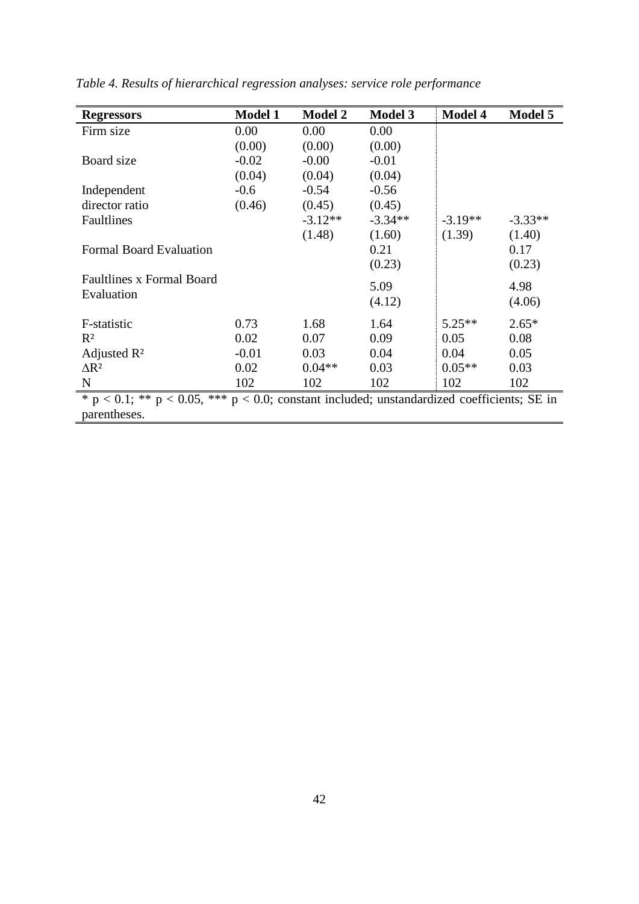*Table 4. Results of hierarchical regression analyses: service role performance*

| **Regressors** | **Model 1** | **Model 2** | **Model 3** | **Model 4** | **Model 5** |
|---|---|---|---|---|---|
| Firm size | 0.00 | 0.00 | 0.00 | | |
| | (0.00) | (0.00) | (0.00) | | |
| Board size | -0.02 | -0.00 | -0.01 | | |
| | (0.04) | (0.04) | (0.04) | | |
| Independent director ratio | -0.6 | -0.54 | -0.56 | | |
| | (0.46) | (0.45) | (0.45) | | |
| Faultlines | | -3.12** | -3.34** | -3.19** | -3.33** |
| | | (1.48) | (1.60) | (1.39) | (1.40) |
| Formal Board Evaluation | | | 0.21 | | 0.17 |
| | | | (0.23) | | (0.23) |
| Faultlines x Formal Board Evaluation | | | 5.09 | | 4.98 |
| | | | (4.12) | | (4.06) |
| F-statistic | 0.73 | 1.68 | 1.64 | 5.25** | 2.65* |
| $R^2$ | 0.02 | 0.07 | 0.09 | 0.05 | 0.08 |
| Adjusted $R^2$ | -0.01 | 0.03 | 0.04 | 0.04 | 0.05 |
| $\Delta R^2$ | 0.02 | 0.04** | 0.03 | 0.05** | 0.03 |
| N | 102 | 102 | 102 | 102 | 102 |

* $p < 0.1$; ** $p < 0.05$, *** $p < 0.0$; constant included; unstandardized coefficients; SE in parentheses.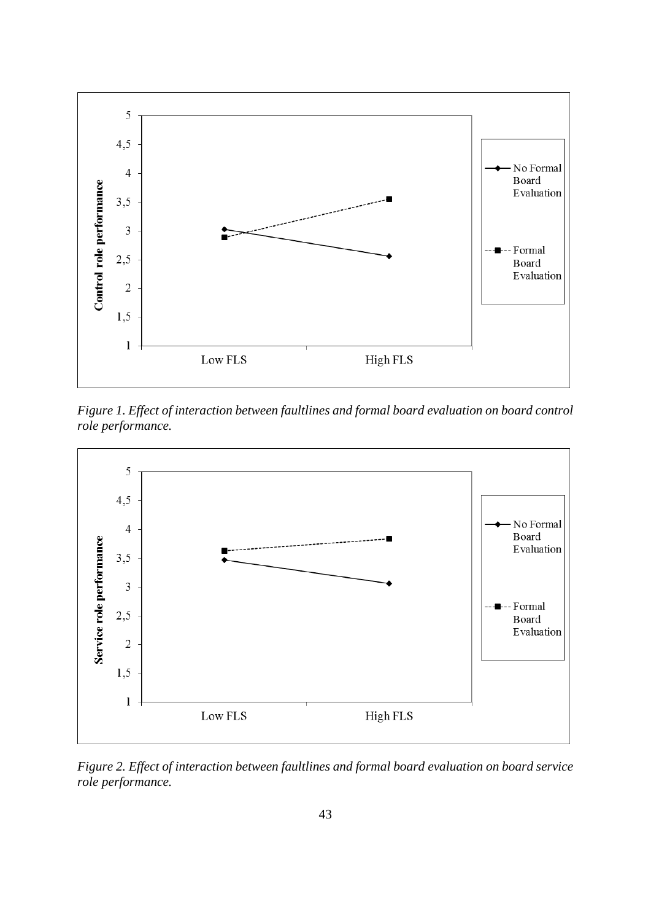5
4,5
4
3,5
3
2,5
2
1,5
1

Control role performance

Low FLS
High FLS

No Formal Board Evaluation

Formal Board Evaluation

*Figure 1. Effect of interaction between faultlines and formal board evaluation on board control role performance.*

5
4,5
4
3,5
3
2,5
2
1,5
1

Service role performance

Low FLS
High FLS

No Formal Board Evaluation

Formal Board Evaluation

*Figure 2. Effect of interaction between faultlines and formal board evaluation on board service role performance.*